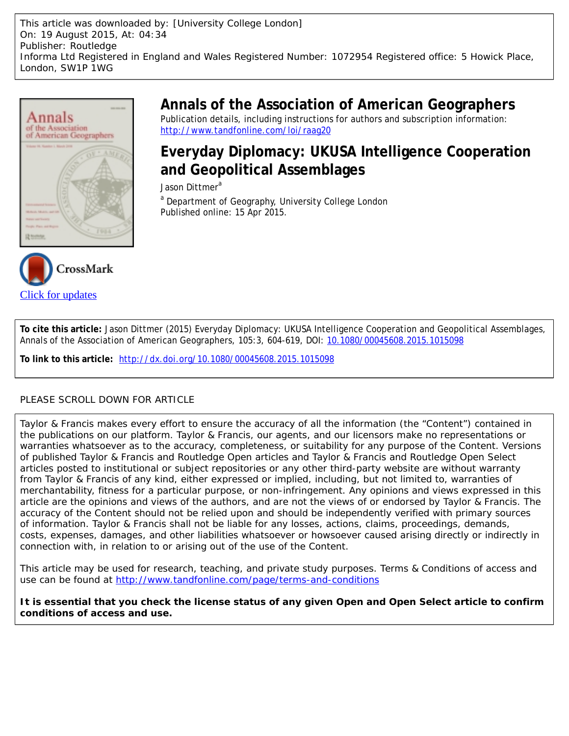This article was downloaded by: [University College London]
On: 19 August 2015, At: 04:34
Publisher: Routledge
Informa Ltd Registered in England and Wales Registered Number: 1072954 Registered office: 5 Howick Place, London, SW1P 1WG

# Annals of the Association of American Geographers

Publication details, including instructions for authors and subscription information:
http://www.tandfonline.com/loi/raag20

## Everyday Diplomacy: UKUSA Intelligence Cooperation and Geopolitical Assemblages

Jason Dittmer[a]

[a] Department of Geography, University College London

Published online: 15 Apr 2015.

Click for updates

**To cite this article:** Jason Dittmer (2015) Everyday Diplomacy: UKUSA Intelligence Cooperation and Geopolitical Assemblages, Annals of the Association of American Geographers, 105:3, 604-619, DOI: 10.1080/00045608.2015.1015098

**To link to this article:** http://dx.doi.org/10.1080/00045608.2015.1015098

PLEASE SCROLL DOWN FOR ARTICLE

Taylor & Francis makes every effort to ensure the accuracy of all the information (the "Content") contained in the publications on our platform. Taylor & Francis, our agents, and our licensors make no representations or warranties whatsoever as to the accuracy, completeness, or suitability for any purpose of the Content. Versions of published Taylor & Francis and Routledge Open articles and Taylor & Francis and Routledge Open Select articles posted to institutional or subject repositories or any other third-party website are without warranty from Taylor & Francis of any kind, either expressed or implied, including, but not limited to, warranties of merchantability, fitness for a particular purpose, or non-infringement. Any opinions and views expressed in this article are the opinions and views of the authors, and are not the views of or endorsed by Taylor & Francis. The accuracy of the Content should not be relied upon and should be independently verified with primary sources of information. Taylor & Francis shall not be liable for any losses, actions, claims, proceedings, demands, costs, expenses, damages, and other liabilities whatsoever or howsoever caused arising directly or indirectly in connection with, in relation to or arising out of the use of the Content.

This article may be used for research, teaching, and private study purposes. Terms & Conditions of access and use can be found at http://www.tandfonline.com/page/terms-and-conditions

**It is essential that you check the license status of any given Open and Open Select article to confirm conditions of access and use.**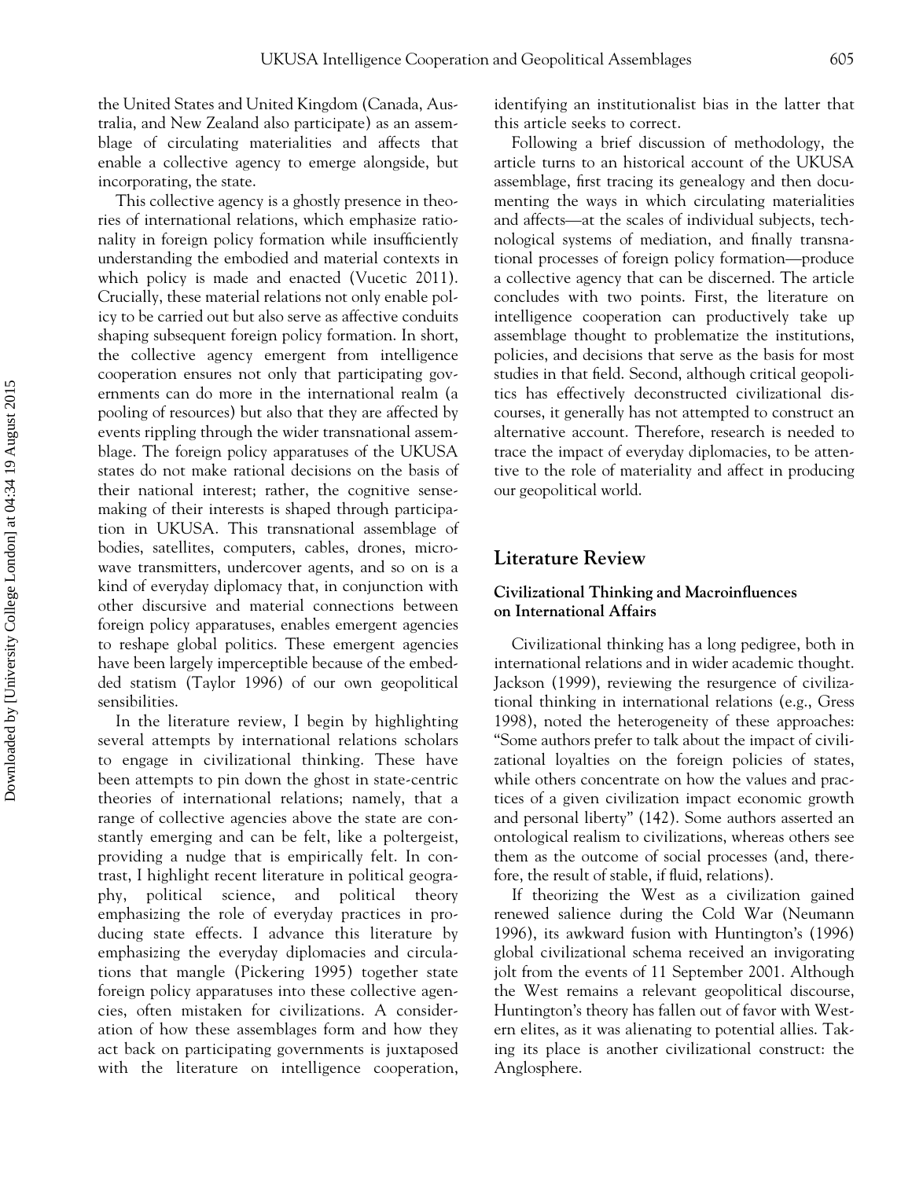the United States and United Kingdom (Canada, Australia, and New Zealand also participate) as an assemblage of circulating materialities and affects that enable a collective agency to emerge alongside, but incorporating, the state.

This collective agency is a ghostly presence in theories of international relations, which emphasize rationality in foreign policy formation while insufficiently understanding the embodied and material contexts in which policy is made and enacted (Vucetic 2011). Crucially, these material relations not only enable policy to be carried out but also serve as affective conduits shaping subsequent foreign policy formation. In short, the collective agency emergent from intelligence cooperation ensures not only that participating governments can do more in the international realm (a pooling of resources) but also that they are affected by events rippling through the wider transnational assemblage. The foreign policy apparatuses of the UKUSA states do not make rational decisions on the basis of their national interest; rather, the cognitive sensemaking of their interests is shaped through participation in UKUSA. This transnational assemblage of bodies, satellites, computers, cables, drones, microwave transmitters, undercover agents, and so on is a kind of everyday diplomacy that, in conjunction with other discursive and material connections between foreign policy apparatuses, enables emergent agencies to reshape global politics. These emergent agencies have been largely imperceptible because of the embedded statism (Taylor 1996) of our own geopolitical sensibilities.

In the literature review, I begin by highlighting several attempts by international relations scholars to engage in civilizational thinking. These have been attempts to pin down the ghost in state-centric theories of international relations; namely, that a range of collective agencies above the state are constantly emerging and can be felt, like a poltergeist, providing a nudge that is empirically felt. In contrast, I highlight recent literature in political geography, political science, and political theory emphasizing the role of everyday practices in producing state effects. I advance this literature by emphasizing the everyday diplomacies and circulations that mangle (Pickering 1995) together state foreign policy apparatuses into these collective agencies, often mistaken for civilizations. A consideration of how these assemblages form and how they act back on participating governments is juxtaposed with the literature on intelligence cooperation, identifying an institutionalist bias in the latter that this article seeks to correct.

Following a brief discussion of methodology, the article turns to an historical account of the UKUSA assemblage, first tracing its genealogy and then documenting the ways in which circulating materialities and affects—at the scales of individual subjects, technological systems of mediation, and finally transnational processes of foreign policy formation—produce a collective agency that can be discerned. The article concludes with two points. First, the literature on intelligence cooperation can productively take up assemblage thought to problematize the institutions, policies, and decisions that serve as the basis for most studies in that field. Second, although critical geopolitics has effectively deconstructed civilizational discourses, it generally has not attempted to construct an alternative account. Therefore, research is needed to trace the impact of everyday diplomacies, to be attentive to the role of materiality and affect in producing our geopolitical world.

## Literature Review

### Civilizational Thinking and Macroinfluences on International Affairs

Civilizational thinking has a long pedigree, both in international relations and in wider academic thought. Jackson (1999), reviewing the resurgence of civilizational thinking in international relations (e.g., Gress 1998), noted the heterogeneity of these approaches: "Some authors prefer to talk about the impact of civilizational loyalties on the foreign policies of states, while others concentrate on how the values and practices of a given civilization impact economic growth and personal liberty" (142). Some authors asserted an ontological realism to civilizations, whereas others see them as the outcome of social processes (and, therefore, the result of stable, if fluid, relations).

If theorizing the West as a civilization gained renewed salience during the Cold War (Neumann 1996), its awkward fusion with Huntington's (1996) global civilizational schema received an invigorating jolt from the events of 11 September 2001. Although the West remains a relevant geopolitical discourse, Huntington's theory has fallen out of favor with Western elites, as it was alienating to potential allies. Taking its place is another civilizational construct: the Anglosphere.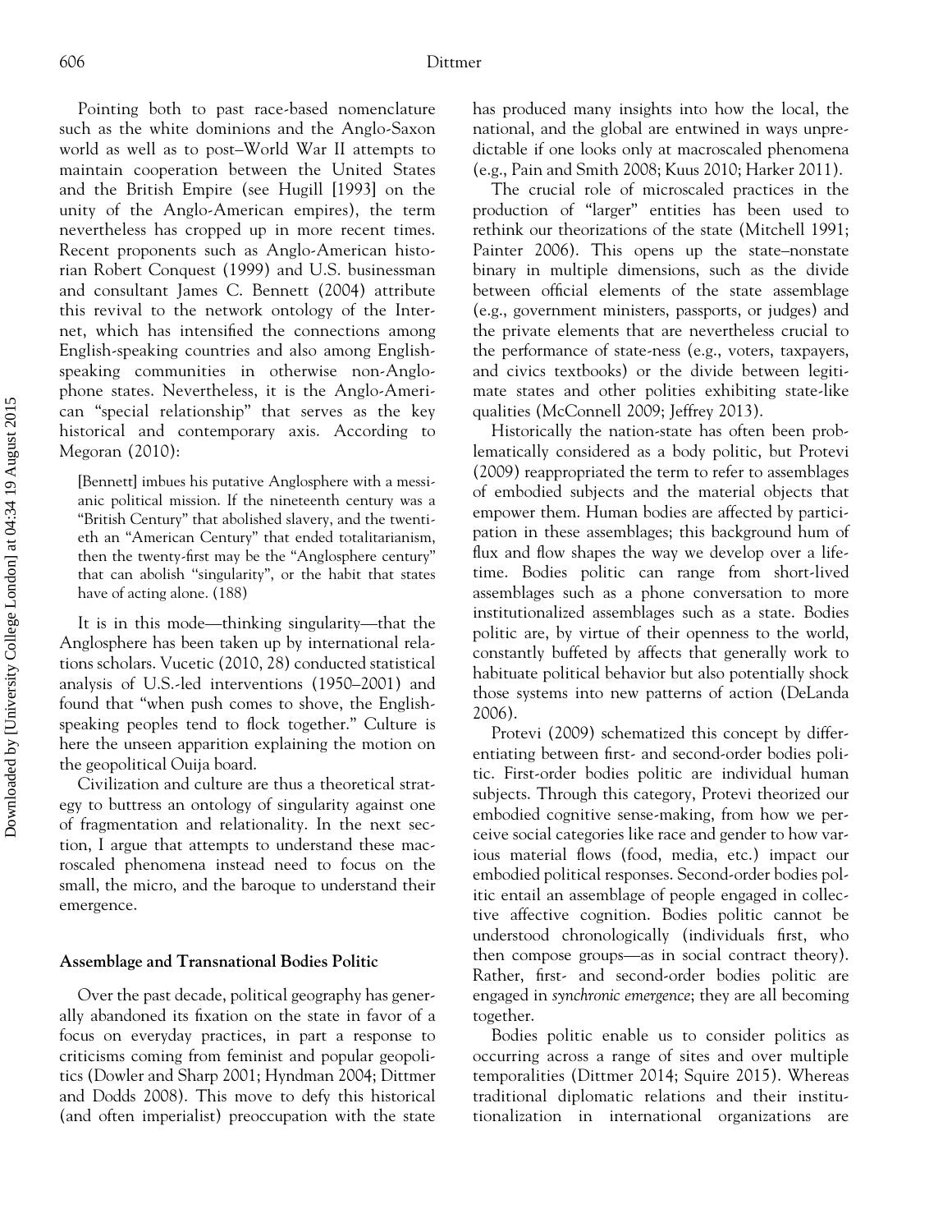Pointing both to past race-based nomenclature such as the white dominions and the Anglo-Saxon world as well as to post–World War II attempts to maintain cooperation between the United States and the British Empire (see Hugill [1993] on the unity of the Anglo-American empires), the term nevertheless has cropped up in more recent times. Recent proponents such as Anglo-American historian Robert Conquest (1999) and U.S. businessman and consultant James C. Bennett (2004) attribute this revival to the network ontology of the Internet, which has intensified the connections among English-speaking countries and also among English-speaking communities in otherwise non-Anglophone states. Nevertheless, it is the Anglo-American "special relationship" that serves as the key historical and contemporary axis. According to Megoran (2010):

> [Bennett] imbues his putative Anglosphere with a messianic political mission. If the nineteenth century was a "British Century" that abolished slavery, and the twentieth an "American Century" that ended totalitarianism, then the twenty-first may be the "Anglosphere century" that can abolish "singularity", or the habit that states have of acting alone. (188)

It is in this mode—thinking singularity—that the Anglosphere has been taken up by international relations scholars. Vucetic (2010, 28) conducted statistical analysis of U.S.-led interventions (1950–2001) and found that "when push comes to shove, the English-speaking peoples tend to flock together." Culture is here the unseen apparition explaining the motion on the geopolitical Ouija board.

Civilization and culture are thus a theoretical strategy to buttress an ontology of singularity against one of fragmentation and relationality. In the next section, I argue that attempts to understand these macroscaled phenomena instead need to focus on the small, the micro, and the baroque to understand their emergence.

## Assemblage and Transnational Bodies Politic

Over the past decade, political geography has generally abandoned its fixation on the state in favor of a focus on everyday practices, in part a response to criticisms coming from feminist and popular geopolitics (Dowler and Sharp 2001; Hyndman 2004; Dittmer and Dodds 2008). This move to defy this historical (and often imperialist) preoccupation with the state has produced many insights into how the local, the national, and the global are entwined in ways unpredictable if one looks only at macroscaled phenomena (e.g., Pain and Smith 2008; Kuus 2010; Harker 2011).

The crucial role of microscaled practices in the production of "larger" entities has been used to rethink our theorizations of the state (Mitchell 1991; Painter 2006). This opens up the state–nonstate binary in multiple dimensions, such as the divide between official elements of the state assemblage (e.g., government ministers, passports, or judges) and the private elements that are nevertheless crucial to the performance of state-ness (e.g., voters, taxpayers, and civics textbooks) or the divide between legitimate states and other polities exhibiting state-like qualities (McConnell 2009; Jeffrey 2013).

Historically the nation-state has often been problematically considered as a body politic, but Protevi (2009) reappropriated the term to refer to assemblages of embodied subjects and the material objects that empower them. Human bodies are affected by participation in these assemblages; this background hum of flux and flow shapes the way we develop over a lifetime. Bodies politic can range from short-lived assemblages such as a phone conversation to more institutionalized assemblages such as a state. Bodies politic are, by virtue of their openness to the world, constantly buffeted by affects that generally work to habituate political behavior but also potentially shock those systems into new patterns of action (DeLanda 2006).

Protevi (2009) schematized this concept by differentiating between first- and second-order bodies politic. First-order bodies politic are individual human subjects. Through this category, Protevi theorized our embodied cognitive sense-making, from how we perceive social categories like race and gender to how various material flows (food, media, etc.) impact our embodied political responses. Second-order bodies politic entail an assemblage of people engaged in collective affective cognition. Bodies politic cannot be understood chronologically (individuals first, who then compose groups—as in social contract theory). Rather, first- and second-order bodies politic are engaged in *synchronic emergence*; they are all becoming together.

Bodies politic enable us to consider politics as occurring across a range of sites and over multiple temporalities (Dittmer 2014; Squire 2015). Whereas traditional diplomatic relations and their institutionalization in international organizations are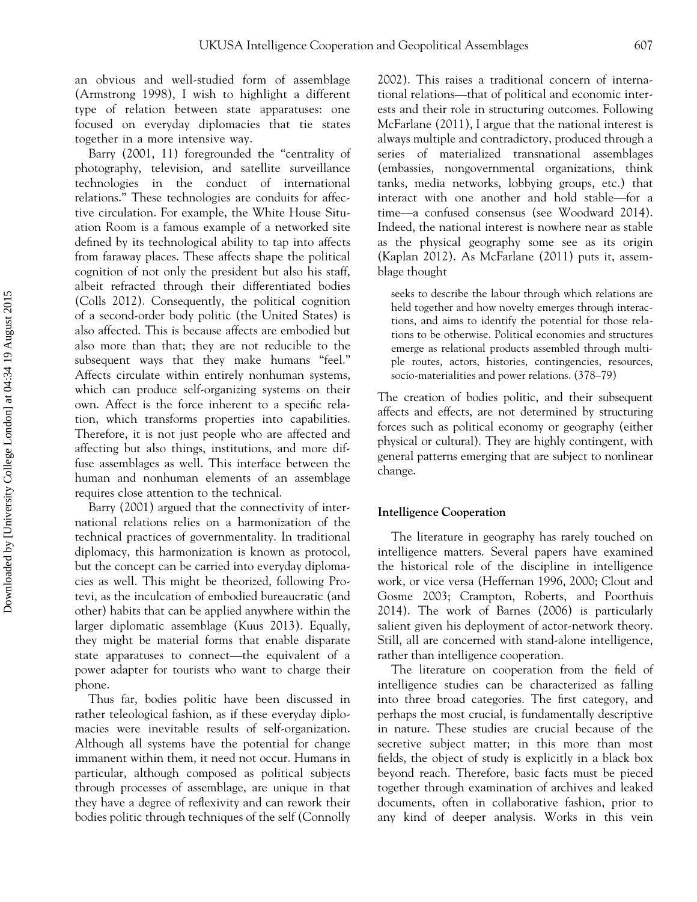an obvious and well-studied form of assemblage (Armstrong 1998), I wish to highlight a different type of relation between state apparatuses: one focused on everyday diplomacies that tie states together in a more intensive way.

Barry (2001, 11) foregrounded the "centrality of photography, television, and satellite surveillance technologies in the conduct of international relations." These technologies are conduits for affective circulation. For example, the White House Situation Room is a famous example of a networked site defined by its technological ability to tap into affects from faraway places. These affects shape the political cognition of not only the president but also his staff, albeit refracted through their differentiated bodies (Colls 2012). Consequently, the political cognition of a second-order body politic (the United States) is also affected. This is because affects are embodied but also more than that; they are not reducible to the subsequent ways that they make humans "feel." Affects circulate within entirely nonhuman systems, which can produce self-organizing systems on their own. Affect is the force inherent to a specific relation, which transforms properties into capabilities. Therefore, it is not just people who are affected and affecting but also things, institutions, and more diffuse assemblages as well. This interface between the human and nonhuman elements of an assemblage requires close attention to the technical.

Barry (2001) argued that the connectivity of international relations relies on a harmonization of the technical practices of governmentality. In traditional diplomacy, this harmonization is known as protocol, but the concept can be carried into everyday diplomacies as well. This might be theorized, following Protevi, as the inculcation of embodied bureaucratic (and other) habits that can be applied anywhere within the larger diplomatic assemblage (Kuus 2013). Equally, they might be material forms that enable disparate state apparatuses to connect—the equivalent of a power adapter for tourists who want to charge their phone.

Thus far, bodies politic have been discussed in rather teleological fashion, as if these everyday diplomacies were inevitable results of self-organization. Although all systems have the potential for change immanent within them, it need not occur. Humans in particular, although composed as political subjects through processes of assemblage, are unique in that they have a degree of reflexivity and can rework their bodies politic through techniques of the self (Connolly 2002). This raises a traditional concern of international relations—that of political and economic interests and their role in structuring outcomes. Following McFarlane (2011), I argue that the national interest is always multiple and contradictory, produced through a series of materialized transnational assemblages (embassies, nongovernmental organizations, think tanks, media networks, lobbying groups, etc.) that interact with one another and hold stable—for a time—a confused consensus (see Woodward 2014). Indeed, the national interest is nowhere near as stable as the physical geography some see as its origin (Kaplan 2012). As McFarlane (2011) puts it, assemblage thought

> seeks to describe the labour through which relations are held together and how novelty emerges through interactions, and aims to identify the potential for those relations to be otherwise. Political economies and structures emerge as relational products assembled through multiple routes, actors, histories, contingencies, resources, socio-materialities and power relations. (378–79)

The creation of bodies politic, and their subsequent affects and effects, are not determined by structuring forces such as political economy or geography (either physical or cultural). They are highly contingent, with general patterns emerging that are subject to nonlinear change.

## Intelligence Cooperation

The literature in geography has rarely touched on intelligence matters. Several papers have examined the historical role of the discipline in intelligence work, or vice versa (Heffernan 1996, 2000; Clout and Gosme 2003; Crampton, Roberts, and Poorthuis 2014). The work of Barnes (2006) is particularly salient given his deployment of actor-network theory. Still, all are concerned with stand-alone intelligence, rather than intelligence cooperation.

The literature on cooperation from the field of intelligence studies can be characterized as falling into three broad categories. The first category, and perhaps the most crucial, is fundamentally descriptive in nature. These studies are crucial because of the secretive subject matter; in this more than most fields, the object of study is explicitly in a black box beyond reach. Therefore, basic facts must be pieced together through examination of archives and leaked documents, often in collaborative fashion, prior to any kind of deeper analysis. Works in this vein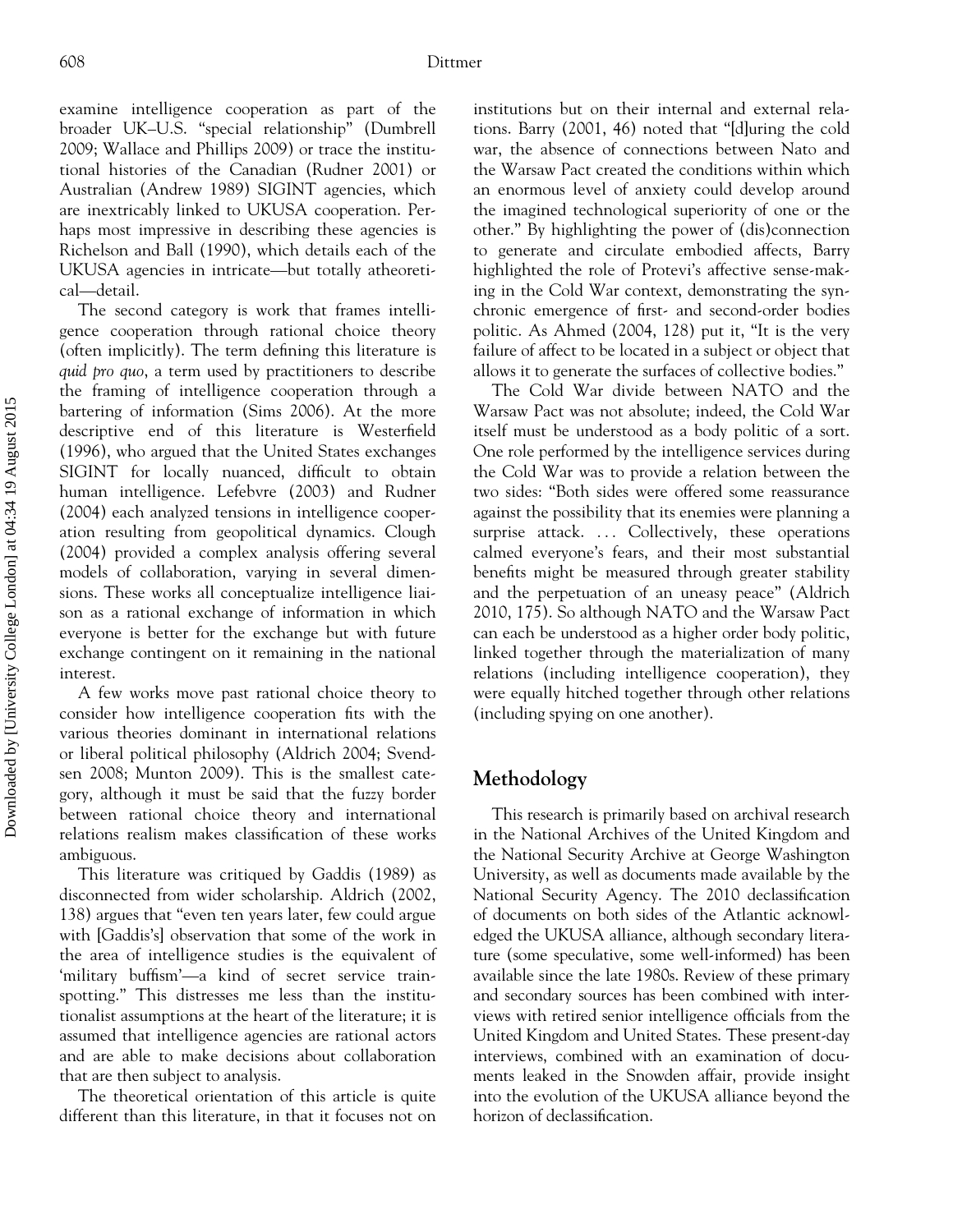examine intelligence cooperation as part of the broader UK–U.S. "special relationship" (Dumbrell 2009; Wallace and Phillips 2009) or trace the institutional histories of the Canadian (Rudner 2001) or Australian (Andrew 1989) SIGINT agencies, which are inextricably linked to UKUSA cooperation. Perhaps most impressive in describing these agencies is Richelson and Ball (1990), which details each of the UKUSA agencies in intricate—but totally atheoretical—detail.

The second category is work that frames intelligence cooperation through rational choice theory (often implicitly). The term defining this literature is *quid pro quo*, a term used by practitioners to describe the framing of intelligence cooperation through a bartering of information (Sims 2006). At the more descriptive end of this literature is Westerfield (1996), who argued that the United States exchanges SIGINT for locally nuanced, difficult to obtain human intelligence. Lefebvre (2003) and Rudner (2004) each analyzed tensions in intelligence cooperation resulting from geopolitical dynamics. Clough (2004) provided a complex analysis offering several models of collaboration, varying in several dimensions. These works all conceptualize intelligence liaison as a rational exchange of information in which everyone is better for the exchange but with future exchange contingent on it remaining in the national interest.

A few works move past rational choice theory to consider how intelligence cooperation fits with the various theories dominant in international relations or liberal political philosophy (Aldrich 2004; Svendsen 2008; Munton 2009). This is the smallest category, although it must be said that the fuzzy border between rational choice theory and international relations realism makes classification of these works ambiguous.

This literature was critiqued by Gaddis (1989) as disconnected from wider scholarship. Aldrich (2002, 138) argues that "even ten years later, few could argue with [Gaddis's] observation that some of the work in the area of intelligence studies is the equivalent of 'military buffism'—a kind of secret service trainspotting." This distresses me less than the institutionalist assumptions at the heart of the literature; it is assumed that intelligence agencies are rational actors and are able to make decisions about collaboration that are then subject to analysis.

The theoretical orientation of this article is quite different than this literature, in that it focuses not on institutions but on their internal and external relations. Barry (2001, 46) noted that "[d]uring the cold war, the absence of connections between Nato and the Warsaw Pact created the conditions within which an enormous level of anxiety could develop around the imagined technological superiority of one or the other." By highlighting the power of (dis)connection to generate and circulate embodied affects, Barry highlighted the role of Protevi's affective sense-making in the Cold War context, demonstrating the synchronic emergence of first- and second-order bodies politic. As Ahmed (2004, 128) put it, "It is the very failure of affect to be located in a subject or object that allows it to generate the surfaces of collective bodies."

The Cold War divide between NATO and the Warsaw Pact was not absolute; indeed, the Cold War itself must be understood as a body politic of a sort. One role performed by the intelligence services during the Cold War was to provide a relation between the two sides: "Both sides were offered some reassurance against the possibility that its enemies were planning a surprise attack. … Collectively, these operations calmed everyone's fears, and their most substantial benefits might be measured through greater stability and the perpetuation of an uneasy peace" (Aldrich 2010, 175). So although NATO and the Warsaw Pact can each be understood as a higher order body politic, linked together through the materialization of many relations (including intelligence cooperation), they were equally hitched together through other relations (including spying on one another).

## Methodology

This research is primarily based on archival research in the National Archives of the United Kingdom and the National Security Archive at George Washington University, as well as documents made available by the National Security Agency. The 2010 declassification of documents on both sides of the Atlantic acknowledged the UKUSA alliance, although secondary literature (some speculative, some well-informed) has been available since the late 1980s. Review of these primary and secondary sources has been combined with interviews with retired senior intelligence officials from the United Kingdom and United States. These present-day interviews, combined with an examination of documents leaked in the Snowden affair, provide insight into the evolution of the UKUSA alliance beyond the horizon of declassification.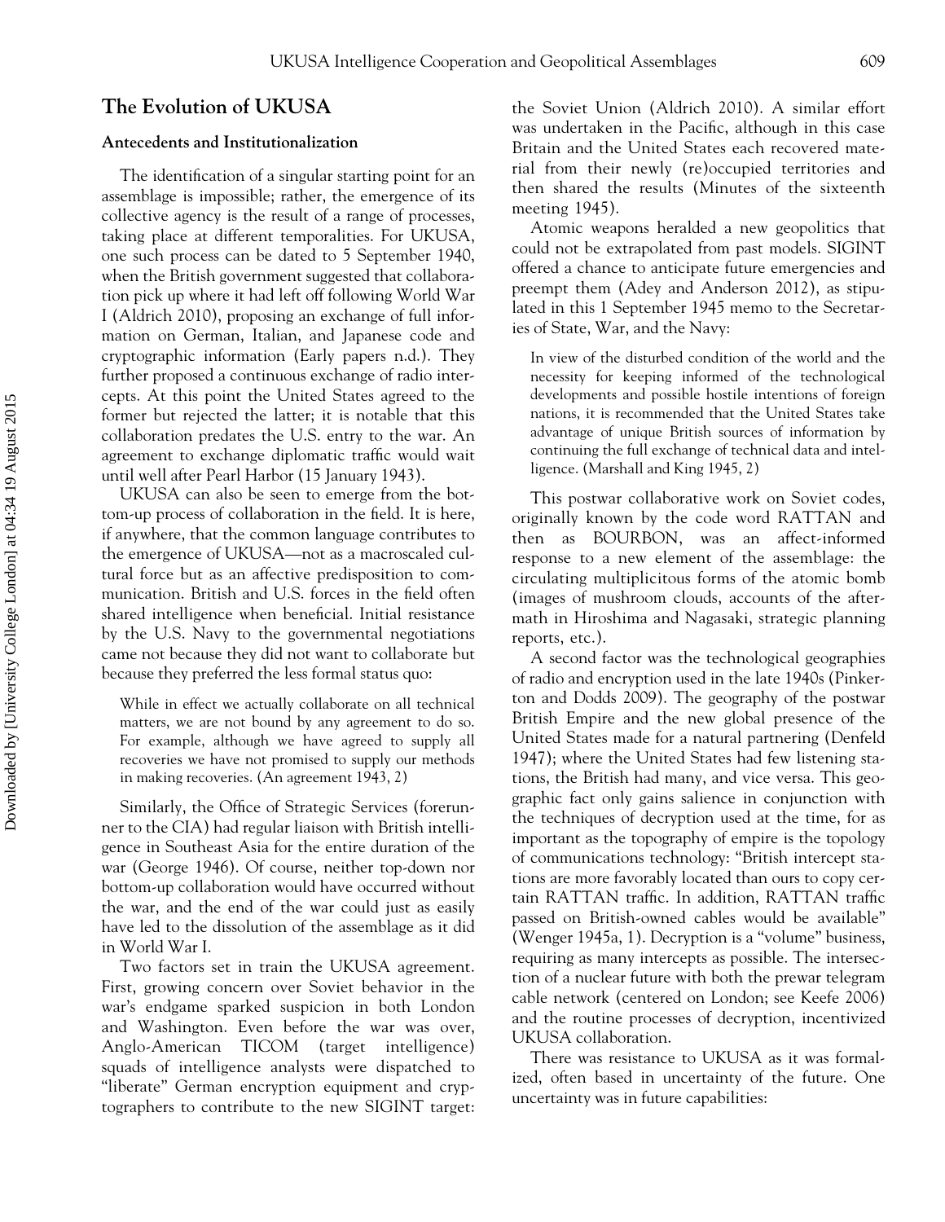## The Evolution of UKUSA

### Antecedents and Institutionalization

The identification of a singular starting point for an assemblage is impossible; rather, the emergence of its collective agency is the result of a range of processes, taking place at different temporalities. For UKUSA, one such process can be dated to 5 September 1940, when the British government suggested that collaboration pick up where it had left off following World War I (Aldrich 2010), proposing an exchange of full information on German, Italian, and Japanese code and cryptographic information (Early papers n.d.). They further proposed a continuous exchange of radio intercepts. At this point the United States agreed to the former but rejected the latter; it is notable that this collaboration predates the U.S. entry to the war. An agreement to exchange diplomatic traffic would wait until well after Pearl Harbor (15 January 1943).

UKUSA can also be seen to emerge from the bottom-up process of collaboration in the field. It is here, if anywhere, that the common language contributes to the emergence of UKUSA—not as a macroscaled cultural force but as an affective predisposition to communication. British and U.S. forces in the field often shared intelligence when beneficial. Initial resistance by the U.S. Navy to the governmental negotiations came not because they did not want to collaborate but because they preferred the less formal status quo:

> While in effect we actually collaborate on all technical matters, we are not bound by any agreement to do so. For example, although we have agreed to supply all recoveries we have not promised to supply our methods in making recoveries. (An agreement 1943, 2)

Similarly, the Office of Strategic Services (forerunner to the CIA) had regular liaison with British intelligence in Southeast Asia for the entire duration of the war (George 1946). Of course, neither top-down nor bottom-up collaboration would have occurred without the war, and the end of the war could just as easily have led to the dissolution of the assemblage as it did in World War I.

Two factors set in train the UKUSA agreement. First, growing concern over Soviet behavior in the war's endgame sparked suspicion in both London and Washington. Even before the war was over, Anglo-American TICOM (target intelligence) squads of intelligence analysts were dispatched to "liberate" German encryption equipment and cryptographers to contribute to the new SIGINT target: the Soviet Union (Aldrich 2010). A similar effort was undertaken in the Pacific, although in this case Britain and the United States each recovered material from their newly (re)occupied territories and then shared the results (Minutes of the sixteenth meeting 1945).

Atomic weapons heralded a new geopolitics that could not be extrapolated from past models. SIGINT offered a chance to anticipate future emergencies and preempt them (Adey and Anderson 2012), as stipulated in this 1 September 1945 memo to the Secretaries of State, War, and the Navy:

> In view of the disturbed condition of the world and the necessity for keeping informed of the technological developments and possible hostile intentions of foreign nations, it is recommended that the United States take advantage of unique British sources of information by continuing the full exchange of technical data and intelligence. (Marshall and King 1945, 2)

This postwar collaborative work on Soviet codes, originally known by the code word RATTAN and then as BOURBON, was an affect-informed response to a new element of the assemblage: the circulating multiplicitous forms of the atomic bomb (images of mushroom clouds, accounts of the aftermath in Hiroshima and Nagasaki, strategic planning reports, etc.).

A second factor was the technological geographies of radio and encryption used in the late 1940s (Pinkerton and Dodds 2009). The geography of the postwar British Empire and the new global presence of the United States made for a natural partnering (Denfeld 1947); where the United States had few listening stations, the British had many, and vice versa. This geographic fact only gains salience in conjunction with the techniques of decryption used at the time, for as important as the topography of empire is the topology of communications technology: "British intercept stations are more favorably located than ours to copy certain RATTAN traffic. In addition, RATTAN traffic passed on British-owned cables would be available" (Wenger 1945a, 1). Decryption is a "volume" business, requiring as many intercepts as possible. The intersection of a nuclear future with both the prewar telegram cable network (centered on London; see Keefe 2006) and the routine processes of decryption, incentivized UKUSA collaboration.

There was resistance to UKUSA as it was formalized, often based in uncertainty of the future. One uncertainty was in future capabilities: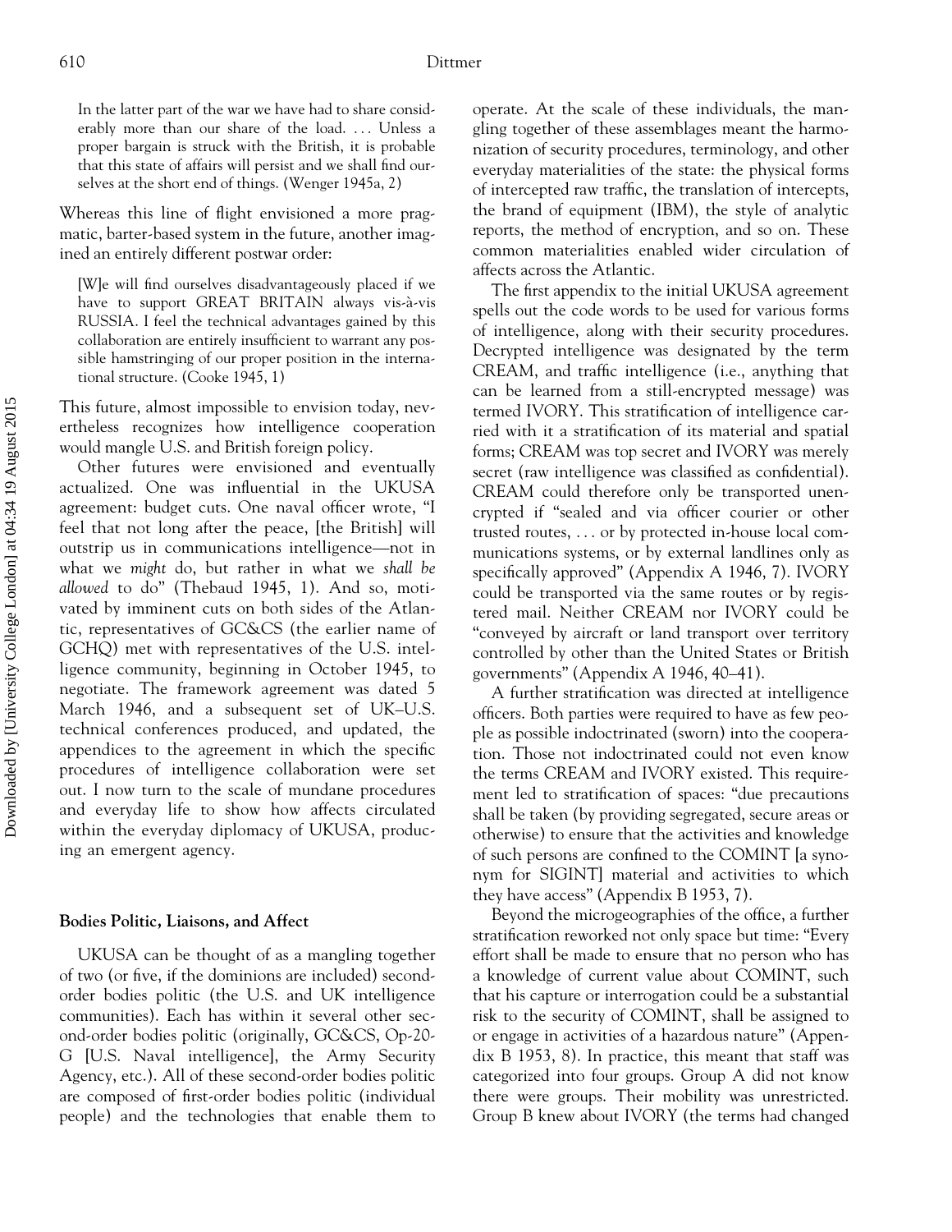> In the latter part of the war we have had to share considerably more than our share of the load. . . . Unless a proper bargain is struck with the British, it is probable that this state of affairs will persist and we shall find ourselves at the short end of things. (Wenger 1945a, 2)

Whereas this line of flight envisioned a more pragmatic, barter-based system in the future, another imagined an entirely different postwar order:

> [W]e will find ourselves disadvantageously placed if we have to support GREAT BRITAIN always vis-à-vis RUSSIA. I feel the technical advantages gained by this collaboration are entirely insufficient to warrant any possible hamstringing of our proper position in the international structure. (Cooke 1945, 1)

This future, almost impossible to envision today, nevertheless recognizes how intelligence cooperation would mangle U.S. and British foreign policy.

Other futures were envisioned and eventually actualized. One was influential in the UKUSA agreement: budget cuts. One naval officer wrote, "I feel that not long after the peace, [the British] will outstrip us in communications intelligence—not in what we *might* do, but rather in what we *shall be allowed* to do" (Thebaud 1945, 1). And so, motivated by imminent cuts on both sides of the Atlantic, representatives of GC&CS (the earlier name of GCHQ) met with representatives of the U.S. intelligence community, beginning in October 1945, to negotiate. The framework agreement was dated 5 March 1946, and a subsequent set of UK–U.S. technical conferences produced, and updated, the appendices to the agreement in which the specific procedures of intelligence collaboration were set out. I now turn to the scale of mundane procedures and everyday life to show how affects circulated within the everyday diplomacy of UKUSA, producing an emergent agency.

## Bodies Politic, Liaisons, and Affect

UKUSA can be thought of as a mangling together of two (or five, if the dominions are included) second-order bodies politic (the U.S. and UK intelligence communities). Each has within it several other second-order bodies politic (originally, GC&CS, Op-20-G [U.S. Naval intelligence], the Army Security Agency, etc.). All of these second-order bodies politic are composed of first-order bodies politic (individual people) and the technologies that enable them to operate. At the scale of these individuals, the mangling together of these assemblages meant the harmonization of security procedures, terminology, and other everyday materialities of the state: the physical forms of intercepted raw traffic, the translation of intercepts, the brand of equipment (IBM), the style of analytic reports, the method of encryption, and so on. These common materialities enabled wider circulation of affects across the Atlantic.

The first appendix to the initial UKUSA agreement spells out the code words to be used for various forms of intelligence, along with their security procedures. Decrypted intelligence was designated by the term CREAM, and traffic intelligence (i.e., anything that can be learned from a still-encrypted message) was termed IVORY. This stratification of intelligence carried with it a stratification of its material and spatial forms; CREAM was top secret and IVORY was merely secret (raw intelligence was classified as confidential). CREAM could therefore only be transported unencrypted if "sealed and via officer courier or other trusted routes, . . . or by protected in-house local communications systems, or by external landlines only as specifically approved" (Appendix A 1946, 7). IVORY could be transported via the same routes or by registered mail. Neither CREAM nor IVORY could be "conveyed by aircraft or land transport over territory controlled by other than the United States or British governments" (Appendix A 1946, 40–41).

A further stratification was directed at intelligence officers. Both parties were required to have as few people as possible indoctrinated (sworn) into the cooperation. Those not indoctrinated could not even know the terms CREAM and IVORY existed. This requirement led to stratification of spaces: "due precautions shall be taken (by providing segregated, secure areas or otherwise) to ensure that the activities and knowledge of such persons are confined to the COMINT [a synonym for SIGINT] material and activities to which they have access" (Appendix B 1953, 7).

Beyond the microgeographies of the office, a further stratification reworked not only space but time: "Every effort shall be made to ensure that no person who has a knowledge of current value about COMINT, such that his capture or interrogation could be a substantial risk to the security of COMINT, shall be assigned to or engage in activities of a hazardous nature" (Appendix B 1953, 8). In practice, this meant that staff was categorized into four groups. Group A did not know there were groups. Their mobility was unrestricted. Group B knew about IVORY (the terms had changed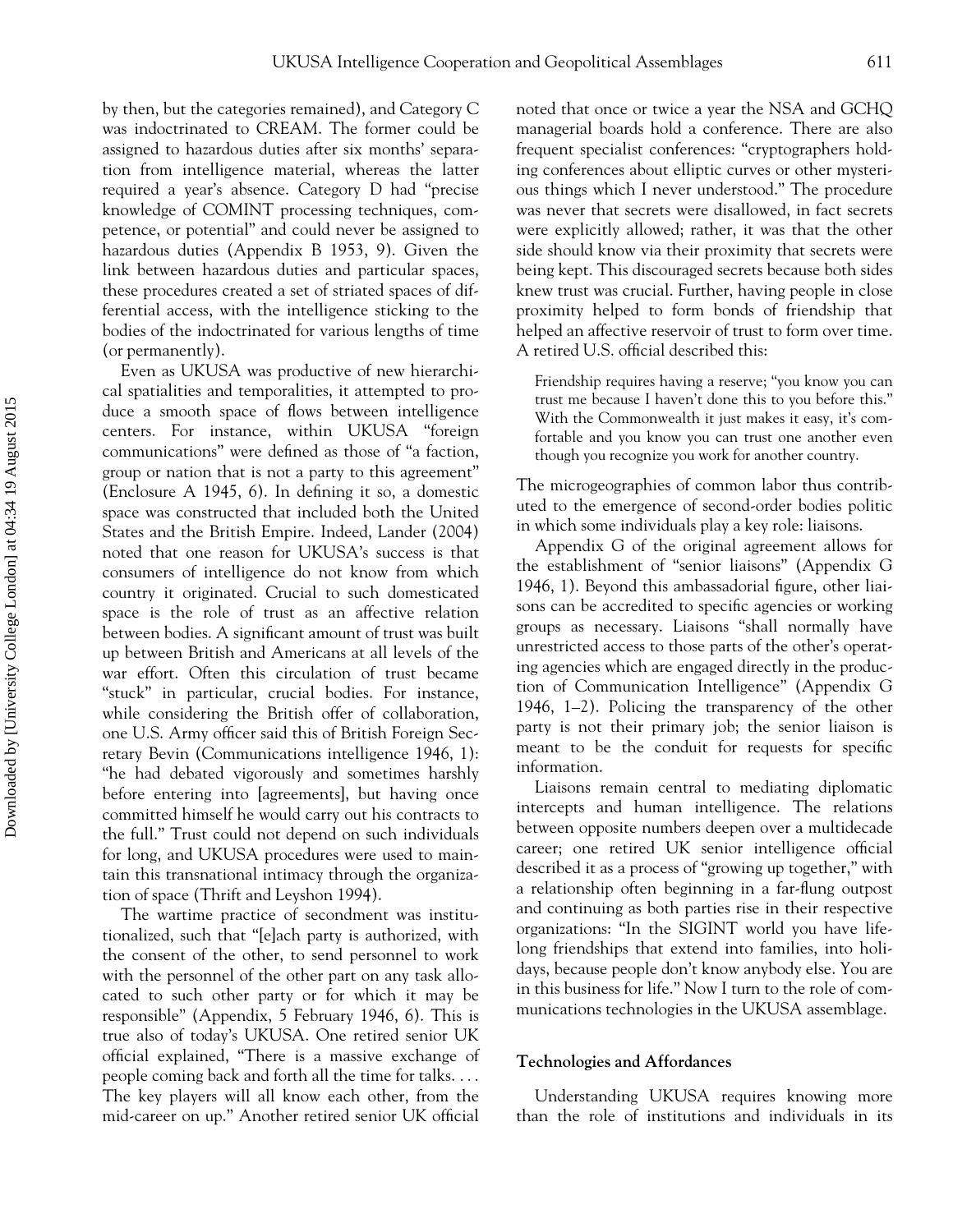by then, but the categories remained), and Category C was indoctrinated to CREAM. The former could be assigned to hazardous duties after six months' separation from intelligence material, whereas the latter required a year's absence. Category D had "precise knowledge of COMINT processing techniques, competence, or potential" and could never be assigned to hazardous duties (Appendix B 1953, 9). Given the link between hazardous duties and particular spaces, these procedures created a set of striated spaces of differential access, with the intelligence sticking to the bodies of the indoctrinated for various lengths of time (or permanently).

Even as UKUSA was productive of new hierarchical spatialities and temporalities, it attempted to produce a smooth space of flows between intelligence centers. For instance, within UKUSA "foreign communications" were defined as those of "a faction, group or nation that is not a party to this agreement" (Enclosure A 1945, 6). In defining it so, a domestic space was constructed that included both the United States and the British Empire. Indeed, Lander (2004) noted that one reason for UKUSA's success is that consumers of intelligence do not know from which country it originated. Crucial to such domesticated space is the role of trust as an affective relation between bodies. A significant amount of trust was built up between British and Americans at all levels of the war effort. Often this circulation of trust became "stuck" in particular, crucial bodies. For instance, while considering the British offer of collaboration, one U.S. Army officer said this of British Foreign Secretary Bevin (Communications intelligence 1946, 1): "he had debated vigorously and sometimes harshly before entering into [agreements], but having once committed himself he would carry out his contracts to the full." Trust could not depend on such individuals for long, and UKUSA procedures were used to maintain this transnational intimacy through the organization of space (Thrift and Leyshon 1994).

The wartime practice of secondment was institutionalized, such that "[e]ach party is authorized, with the consent of the other, to send personnel to work with the personnel of the other part on any task allocated to such other party or for which it may be responsible" (Appendix, 5 February 1946, 6). This is true also of today's UKUSA. One retired senior UK official explained, "There is a massive exchange of people coming back and forth all the time for talks. . . . The key players will all know each other, from the mid-career on up." Another retired senior UK official noted that once or twice a year the NSA and GCHQ managerial boards hold a conference. There are also frequent specialist conferences: "cryptographers holding conferences about elliptic curves or other mysterious things which I never understood." The procedure was never that secrets were disallowed, in fact secrets were explicitly allowed; rather, it was that the other side should know via their proximity that secrets were being kept. This discouraged secrets because both sides knew trust was crucial. Further, having people in close proximity helped to form bonds of friendship that helped an affective reservoir of trust to form over time. A retired U.S. official described this:

> Friendship requires having a reserve; "you know you can trust me because I haven't done this to you before this." With the Commonwealth it just makes it easy, it's comfortable and you know you can trust one another even though you recognize you work for another country.

The microgeographies of common labor thus contributed to the emergence of second-order bodies politic in which some individuals play a key role: liaisons.

Appendix G of the original agreement allows for the establishment of "senior liaisons" (Appendix G 1946, 1). Beyond this ambassadorial figure, other liaisons can be accredited to specific agencies or working groups as necessary. Liaisons "shall normally have unrestricted access to those parts of the other's operating agencies which are engaged directly in the production of Communication Intelligence" (Appendix G 1946, 1–2). Policing the transparency of the other party is not their primary job; the senior liaison is meant to be the conduit for requests for specific information.

Liaisons remain central to mediating diplomatic intercepts and human intelligence. The relations between opposite numbers deepen over a multidecade career; one retired UK senior intelligence official described it as a process of "growing up together," with a relationship often beginning in a far-flung outpost and continuing as both parties rise in their respective organizations: "In the SIGINT world you have lifelong friendships that extend into families, into holidays, because people don't know anybody else. You are in this business for life." Now I turn to the role of communications technologies in the UKUSA assemblage.

### Technologies and Affordances

Understanding UKUSA requires knowing more than the role of institutions and individuals in its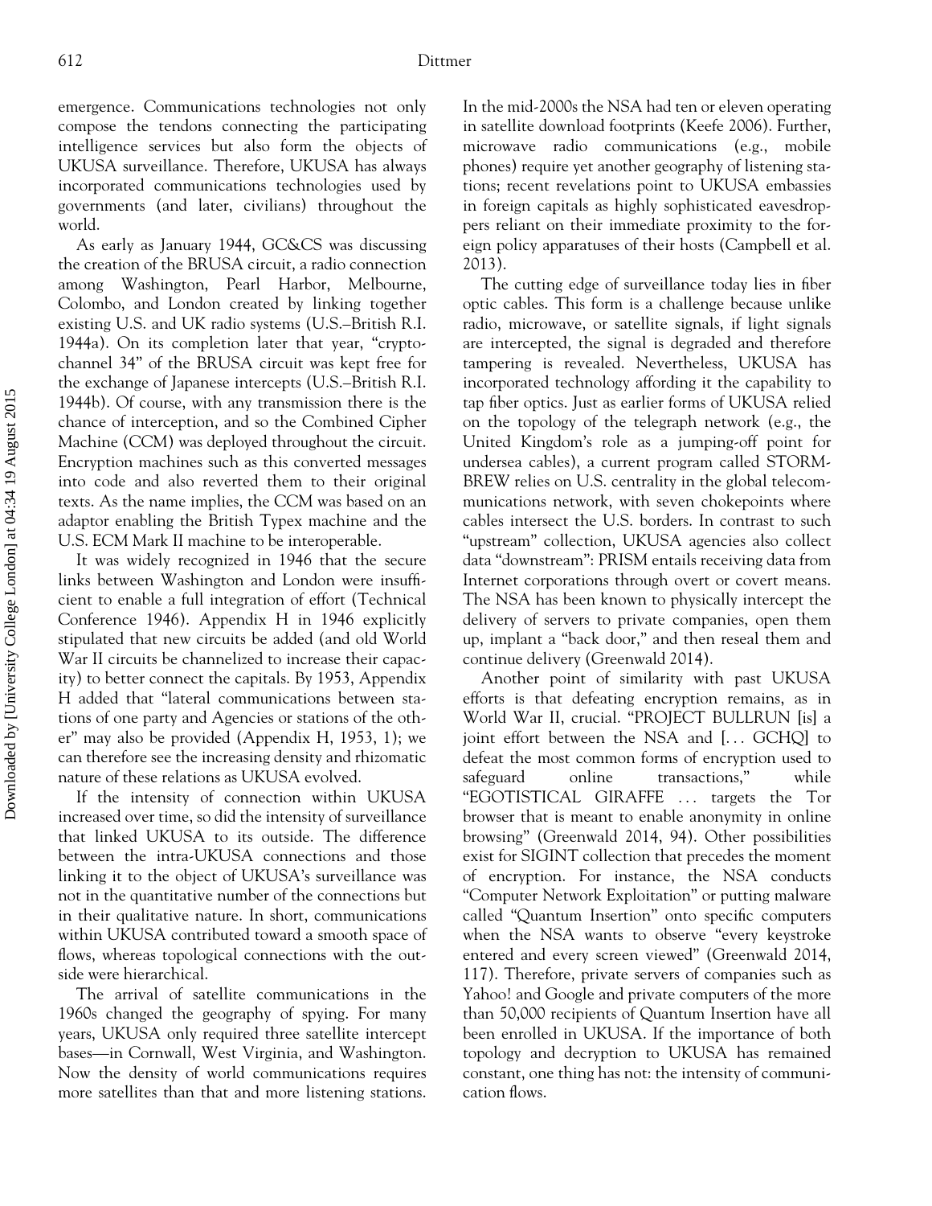emergence. Communications technologies not only compose the tendons connecting the participating intelligence services but also form the objects of UKUSA surveillance. Therefore, UKUSA has always incorporated communications technologies used by governments (and later, civilians) throughout the world.

As early as January 1944, GC&CS was discussing the creation of the BRUSA circuit, a radio connection among Washington, Pearl Harbor, Melbourne, Colombo, and London created by linking together existing U.S. and UK radio systems (U.S.–British R.I. 1944a). On its completion later that year, "crypto-channel 34" of the BRUSA circuit was kept free for the exchange of Japanese intercepts (U.S.–British R.I. 1944b). Of course, with any transmission there is the chance of interception, and so the Combined Cipher Machine (CCM) was deployed throughout the circuit. Encryption machines such as this converted messages into code and also reverted them to their original texts. As the name implies, the CCM was based on an adaptor enabling the British Typex machine and the U.S. ECM Mark II machine to be interoperable.

It was widely recognized in 1946 that the secure links between Washington and London were insufficient to enable a full integration of effort (Technical Conference 1946). Appendix H in 1946 explicitly stipulated that new circuits be added (and old World War II circuits be channelized to increase their capacity) to better connect the capitals. By 1953, Appendix H added that "lateral communications between stations of one party and Agencies or stations of the other" may also be provided (Appendix H, 1953, 1); we can therefore see the increasing density and rhizomatic nature of these relations as UKUSA evolved.

If the intensity of connection within UKUSA increased over time, so did the intensity of surveillance that linked UKUSA to its outside. The difference between the intra-UKUSA connections and those linking it to the object of UKUSA's surveillance was not in the quantitative number of the connections but in their qualitative nature. In short, communications within UKUSA contributed toward a smooth space of flows, whereas topological connections with the outside were hierarchical.

The arrival of satellite communications in the 1960s changed the geography of spying. For many years, UKUSA only required three satellite intercept bases—in Cornwall, West Virginia, and Washington. Now the density of world communications requires more satellites than that and more listening stations. In the mid-2000s the NSA had ten or eleven operating in satellite download footprints (Keefe 2006). Further, microwave radio communications (e.g., mobile phones) require yet another geography of listening stations; recent revelations point to UKUSA embassies in foreign capitals as highly sophisticated eavesdroppers reliant on their immediate proximity to the foreign policy apparatuses of their hosts (Campbell et al. 2013).

The cutting edge of surveillance today lies in fiber optic cables. This form is a challenge because unlike radio, microwave, or satellite signals, if light signals are intercepted, the signal is degraded and therefore tampering is revealed. Nevertheless, UKUSA has incorporated technology affording it the capability to tap fiber optics. Just as earlier forms of UKUSA relied on the topology of the telegraph network (e.g., the United Kingdom's role as a jumping-off point for undersea cables), a current program called STORMBREW relies on U.S. centrality in the global telecommunications network, with seven chokepoints where cables intersect the U.S. borders. In contrast to such "upstream" collection, UKUSA agencies also collect data "downstream": PRISM entails receiving data from Internet corporations through overt or covert means. The NSA has been known to physically intercept the delivery of servers to private companies, open them up, implant a "back door," and then reseal them and continue delivery (Greenwald 2014).

Another point of similarity with past UKUSA efforts is that defeating encryption remains, as in World War II, crucial. "PROJECT BULLRUN [is] a joint effort between the NSA and [... GCHQ] to defeat the most common forms of encryption used to safeguard online transactions," while "EGOTISTICAL GIRAFFE ... targets the Tor browser that is meant to enable anonymity in online browsing" (Greenwald 2014, 94). Other possibilities exist for SIGINT collection that precedes the moment of encryption. For instance, the NSA conducts "Computer Network Exploitation" or putting malware called "Quantum Insertion" onto specific computers when the NSA wants to observe "every keystroke entered and every screen viewed" (Greenwald 2014, 117). Therefore, private servers of companies such as Yahoo! and Google and private computers of the more than 50,000 recipients of Quantum Insertion have all been enrolled in UKUSA. If the importance of both topology and decryption to UKUSA has remained constant, one thing has not: the intensity of communication flows.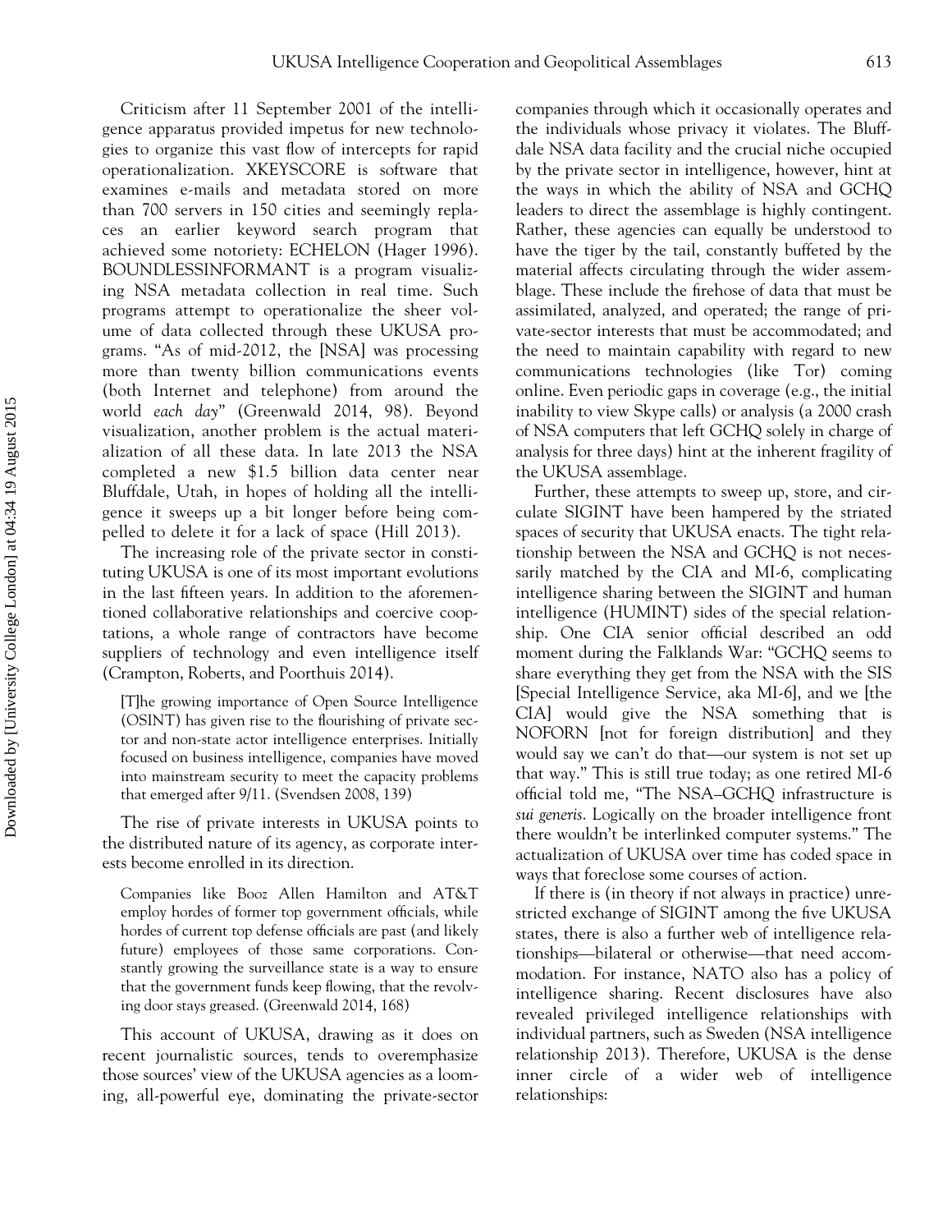Criticism after 11 September 2001 of the intelligence apparatus provided impetus for new technologies to organize this vast flow of intercepts for rapid operationalization. XKEYSCORE is software that examines e-mails and metadata stored on more than 700 servers in 150 cities and seemingly replaces an earlier keyword search program that achieved some notoriety: ECHELON (Hager 1996). BOUNDLESSINFORMANT is a program visualizing NSA metadata collection in real time. Such programs attempt to operationalize the sheer volume of data collected through these UKUSA programs. "As of mid-2012, the [NSA] was processing more than twenty billion communications events (both Internet and telephone) from around the world *each day*" (Greenwald 2014, 98). Beyond visualization, another problem is the actual materialization of all these data. In late 2013 the NSA completed a new $1.5 billion data center near Bluffdale, Utah, in hopes of holding all the intelligence it sweeps up a bit longer before being compelled to delete it for a lack of space (Hill 2013).

The increasing role of the private sector in constituting UKUSA is one of its most important evolutions in the last fifteen years. In addition to the aforementioned collaborative relationships and coercive cooptations, a whole range of contractors have become suppliers of technology and even intelligence itself (Crampton, Roberts, and Poorthuis 2014).

> [T]he growing importance of Open Source Intelligence (OSINT) has given rise to the flourishing of private sector and non-state actor intelligence enterprises. Initially focused on business intelligence, companies have moved into mainstream security to meet the capacity problems that emerged after 9/11. (Svendsen 2008, 139)

The rise of private interests in UKUSA points to the distributed nature of its agency, as corporate interests become enrolled in its direction.

> Companies like Booz Allen Hamilton and AT&T employ hordes of former top government officials, while hordes of current top defense officials are past (and likely future) employees of those same corporations. Constantly growing the surveillance state is a way to ensure that the government funds keep flowing, that the revolving door stays greased. (Greenwald 2014, 168)

This account of UKUSA, drawing as it does on recent journalistic sources, tends to overemphasize those sources' view of the UKUSA agencies as a looming, all-powerful eye, dominating the private-sector companies through which it occasionally operates and the individuals whose privacy it violates. The Bluffdale NSA data facility and the crucial niche occupied by the private sector in intelligence, however, hint at the ways in which the ability of NSA and GCHQ leaders to direct the assemblage is highly contingent. Rather, these agencies can equally be understood to have the tiger by the tail, constantly buffeted by the material affects circulating through the wider assemblage. These include the firehose of data that must be assimilated, analyzed, and operated; the range of private-sector interests that must be accommodated; and the need to maintain capability with regard to new communications technologies (like Tor) coming online. Even periodic gaps in coverage (e.g., the initial inability to view Skype calls) or analysis (a 2000 crash of NSA computers that left GCHQ solely in charge of analysis for three days) hint at the inherent fragility of the UKUSA assemblage.

Further, these attempts to sweep up, store, and circulate SIGINT have been hampered by the striated spaces of security that UKUSA enacts. The tight relationship between the NSA and GCHQ is not necessarily matched by the CIA and MI-6, complicating intelligence sharing between the SIGINT and human intelligence (HUMINT) sides of the special relationship. One CIA senior official described an odd moment during the Falklands War: "GCHQ seems to share everything they get from the NSA with the SIS [Special Intelligence Service, aka MI-6], and we [the CIA] would give the NSA something that is NOFORN [not for foreign distribution] and they would say we can't do that—our system is not set up that way." This is still true today; as one retired MI-6 official told me, "The NSA–GCHQ infrastructure is *sui generis*. Logically on the broader intelligence front there wouldn't be interlinked computer systems." The actualization of UKUSA over time has coded space in ways that foreclose some courses of action.

If there is (in theory if not always in practice) unrestricted exchange of SIGINT among the five UKUSA states, there is also a further web of intelligence relationships—bilateral or otherwise—that need accommodation. For instance, NATO also has a policy of intelligence sharing. Recent disclosures have also revealed privileged intelligence relationships with individual partners, such as Sweden (NSA intelligence relationship 2013). Therefore, UKUSA is the dense inner circle of a wider web of intelligence relationships: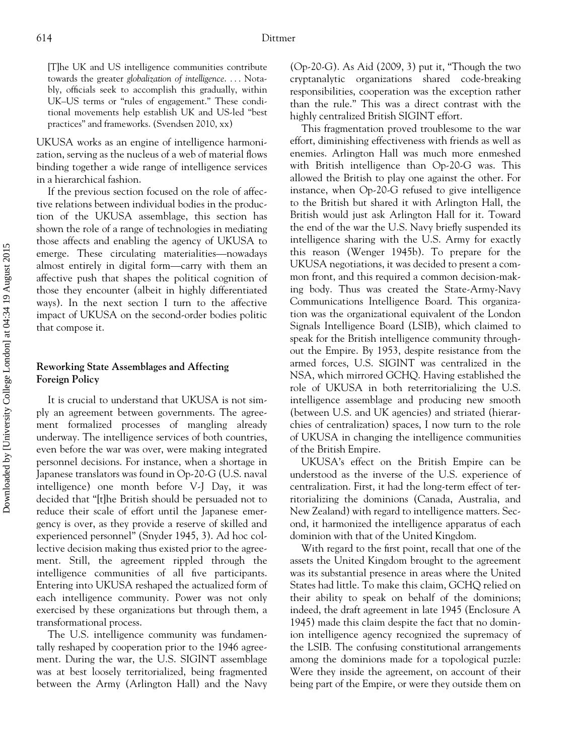> [T]he UK and US intelligence communities contribute towards the greater *globalization of intelligence*. . . . Notably, officials seek to accomplish this gradually, within UK–US terms or "rules of engagement." These conditional movements help establish UK and US-led "best practices" and frameworks. (Svendsen 2010, xx)

UKUSA works as an engine of intelligence harmonization, serving as the nucleus of a web of material flows binding together a wide range of intelligence services in a hierarchical fashion.

If the previous section focused on the role of affective relations between individual bodies in the production of the UKUSA assemblage, this section has shown the role of a range of technologies in mediating those affects and enabling the agency of UKUSA to emerge. These circulating materialities—nowadays almost entirely in digital form—carry with them an affective push that shapes the political cognition of those they encounter (albeit in highly differentiated ways). In the next section I turn to the affective impact of UKUSA on the second-order bodies politic that compose it.

## Reworking State Assemblages and Affecting Foreign Policy

It is crucial to understand that UKUSA is not simply an agreement between governments. The agreement formalized processes of mangling already underway. The intelligence services of both countries, even before the war was over, were making integrated personnel decisions. For instance, when a shortage in Japanese translators was found in Op-20-G (U.S. naval intelligence) one month before V-J Day, it was decided that "[t]he British should be persuaded not to reduce their scale of effort until the Japanese emergency is over, as they provide a reserve of skilled and experienced personnel" (Snyder 1945, 3). Ad hoc collective decision making thus existed prior to the agreement. Still, the agreement rippled through the intelligence communities of all five participants. Entering into UKUSA reshaped the actualized form of each intelligence community. Power was not only exercised by these organizations but through them, a transformational process.

The U.S. intelligence community was fundamentally reshaped by cooperation prior to the 1946 agreement. During the war, the U.S. SIGINT assemblage was at best loosely territorialized, being fragmented between the Army (Arlington Hall) and the Navy (Op-20-G). As Aid (2009, 3) put it, "Though the two cryptanalytic organizations shared code-breaking responsibilities, cooperation was the exception rather than the rule." This was a direct contrast with the highly centralized British SIGINT effort.

This fragmentation proved troublesome to the war effort, diminishing effectiveness with friends as well as enemies. Arlington Hall was much more enmeshed with British intelligence than Op-20-G was. This allowed the British to play one against the other. For instance, when Op-20-G refused to give intelligence to the British but shared it with Arlington Hall, the British would just ask Arlington Hall for it. Toward the end of the war the U.S. Navy briefly suspended its intelligence sharing with the U.S. Army for exactly this reason (Wenger 1945b). To prepare for the UKUSA negotiations, it was decided to present a common front, and this required a common decision-making body. Thus was created the State-Army-Navy Communications Intelligence Board. This organization was the organizational equivalent of the London Signals Intelligence Board (LSIB), which claimed to speak for the British intelligence community throughout the Empire. By 1953, despite resistance from the armed forces, U.S. SIGINT was centralized in the NSA, which mirrored GCHQ. Having established the role of UKUSA in both reterritorializing the U.S. intelligence assemblage and producing new smooth (between U.S. and UK agencies) and striated (hierarchies of centralization) spaces, I now turn to the role of UKUSA in changing the intelligence communities of the British Empire.

UKUSA's effect on the British Empire can be understood as the inverse of the U.S. experience of centralization. First, it had the long-term effect of territorializing the dominions (Canada, Australia, and New Zealand) with regard to intelligence matters. Second, it harmonized the intelligence apparatus of each dominion with that of the United Kingdom.

With regard to the first point, recall that one of the assets the United Kingdom brought to the agreement was its substantial presence in areas where the United States had little. To make this claim, GCHQ relied on their ability to speak on behalf of the dominions; indeed, the draft agreement in late 1945 (Enclosure A 1945) made this claim despite the fact that no dominion intelligence agency recognized the supremacy of the LSIB. The confusing constitutional arrangements among the dominions made for a topological puzzle: Were they inside the agreement, on account of their being part of the Empire, or were they outside them on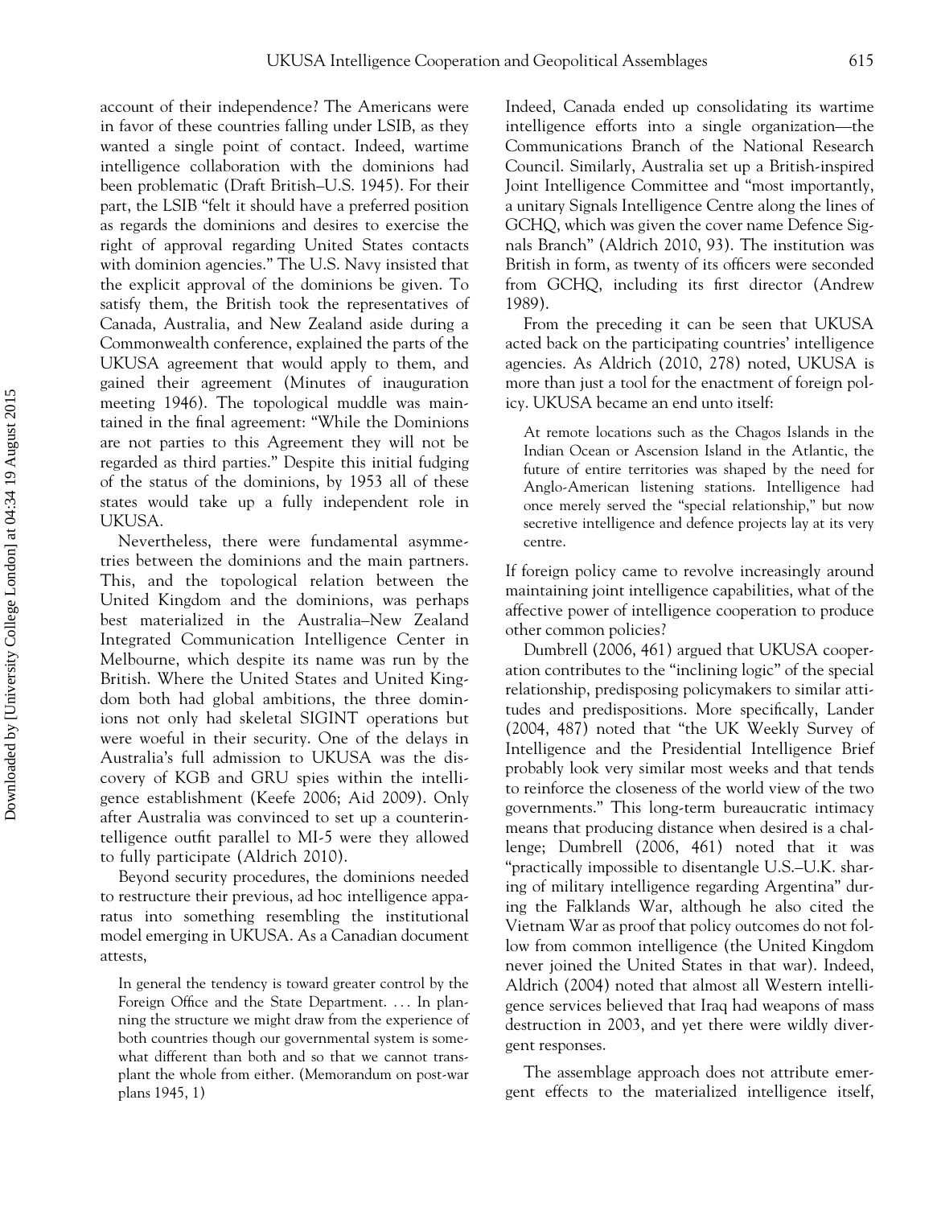account of their independence? The Americans were in favor of these countries falling under LSIB, as they wanted a single point of contact. Indeed, wartime intelligence collaboration with the dominions had been problematic (Draft British–U.S. 1945). For their part, the LSIB "felt it should have a preferred position as regards the dominions and desires to exercise the right of approval regarding United States contacts with dominion agencies." The U.S. Navy insisted that the explicit approval of the dominions be given. To satisfy them, the British took the representatives of Canada, Australia, and New Zealand aside during a Commonwealth conference, explained the parts of the UKUSA agreement that would apply to them, and gained their agreement (Minutes of inauguration meeting 1946). The topological muddle was maintained in the final agreement: "While the Dominions are not parties to this Agreement they will not be regarded as third parties." Despite this initial fudging of the status of the dominions, by 1953 all of these states would take up a fully independent role in UKUSA.

Nevertheless, there were fundamental asymmetries between the dominions and the main partners. This, and the topological relation between the United Kingdom and the dominions, was perhaps best materialized in the Australia–New Zealand Integrated Communication Intelligence Center in Melbourne, which despite its name was run by the British. Where the United States and United Kingdom both had global ambitions, the three dominions not only had skeletal SIGINT operations but were woeful in their security. One of the delays in Australia's full admission to UKUSA was the discovery of KGB and GRU spies within the intelligence establishment (Keefe 2006; Aid 2009). Only after Australia was convinced to set up a counterintelligence outfit parallel to MI-5 were they allowed to fully participate (Aldrich 2010).

Beyond security procedures, the dominions needed to restructure their previous, ad hoc intelligence apparatus into something resembling the institutional model emerging in UKUSA. As a Canadian document attests,

> In general the tendency is toward greater control by the Foreign Office and the State Department. . . . In planning the structure we might draw from the experience of both countries though our governmental system is somewhat different than both and so that we cannot transplant the whole from either. (Memorandum on post-war plans 1945, 1)

Indeed, Canada ended up consolidating its wartime intelligence efforts into a single organization—the Communications Branch of the National Research Council. Similarly, Australia set up a British-inspired Joint Intelligence Committee and "most importantly, a unitary Signals Intelligence Centre along the lines of GCHQ, which was given the cover name Defence Signals Branch" (Aldrich 2010, 93). The institution was British in form, as twenty of its officers were seconded from GCHQ, including its first director (Andrew 1989).

From the preceding it can be seen that UKUSA acted back on the participating countries' intelligence agencies. As Aldrich (2010, 278) noted, UKUSA is more than just a tool for the enactment of foreign policy. UKUSA became an end unto itself:

> At remote locations such as the Chagos Islands in the Indian Ocean or Ascension Island in the Atlantic, the future of entire territories was shaped by the need for Anglo-American listening stations. Intelligence had once merely served the "special relationship," but now secretive intelligence and defence projects lay at its very centre.

If foreign policy came to revolve increasingly around maintaining joint intelligence capabilities, what of the affective power of intelligence cooperation to produce other common policies?

Dumbrell (2006, 461) argued that UKUSA cooperation contributes to the "inclining logic" of the special relationship, predisposing policymakers to similar attitudes and predispositions. More specifically, Lander (2004, 487) noted that "the UK Weekly Survey of Intelligence and the Presidential Intelligence Brief probably look very similar most weeks and that tends to reinforce the closeness of the world view of the two governments." This long-term bureaucratic intimacy means that producing distance when desired is a challenge; Dumbrell (2006, 461) noted that it was "practically impossible to disentangle U.S.–U.K. sharing of military intelligence regarding Argentina" during the Falklands War, although he also cited the Vietnam War as proof that policy outcomes do not follow from common intelligence (the United Kingdom never joined the United States in that war). Indeed, Aldrich (2004) noted that almost all Western intelligence services believed that Iraq had weapons of mass destruction in 2003, and yet there were wildly divergent responses.

The assemblage approach does not attribute emergent effects to the materialized intelligence itself,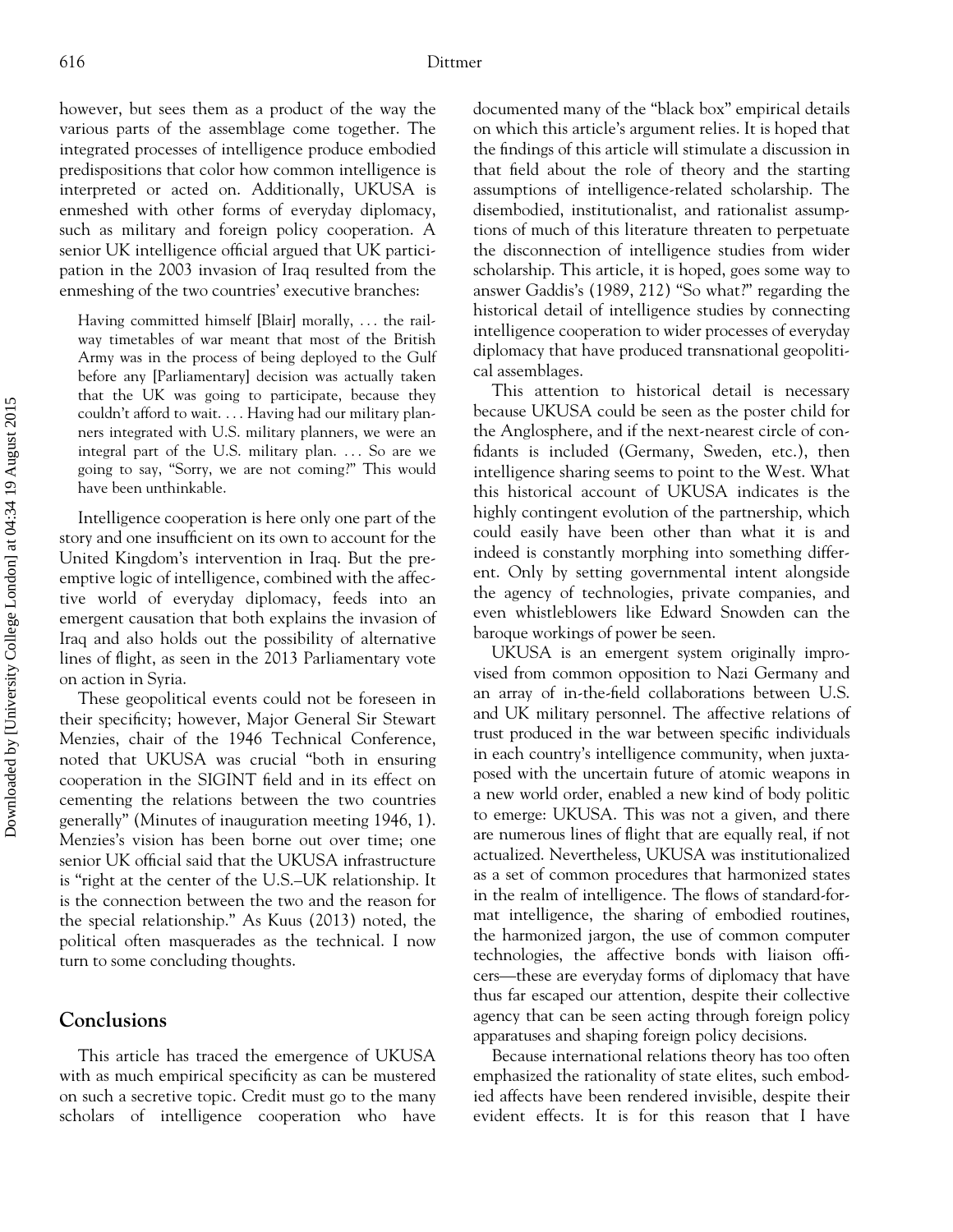however, but sees them as a product of the way the various parts of the assemblage come together. The integrated processes of intelligence produce embodied predispositions that color how common intelligence is interpreted or acted on. Additionally, UKUSA is enmeshed with other forms of everyday diplomacy, such as military and foreign policy cooperation. A senior UK intelligence official argued that UK participation in the 2003 invasion of Iraq resulted from the enmeshing of the two countries' executive branches:

> Having committed himself [Blair] morally, … the railway timetables of war meant that most of the British Army was in the process of being deployed to the Gulf before any [Parliamentary] decision was actually taken that the UK was going to participate, because they couldn't afford to wait. … Having had our military planners integrated with U.S. military planners, we were an integral part of the U.S. military plan. … So are we going to say, "Sorry, we are not coming?" This would have been unthinkable.

Intelligence cooperation is here only one part of the story and one insufficient on its own to account for the United Kingdom's intervention in Iraq. But the preemptive logic of intelligence, combined with the affective world of everyday diplomacy, feeds into an emergent causation that both explains the invasion of Iraq and also holds out the possibility of alternative lines of flight, as seen in the 2013 Parliamentary vote on action in Syria.

These geopolitical events could not be foreseen in their specificity; however, Major General Sir Stewart Menzies, chair of the 1946 Technical Conference, noted that UKUSA was crucial "both in ensuring cooperation in the SIGINT field and in its effect on cementing the relations between the two countries generally" (Minutes of inauguration meeting 1946, 1). Menzies's vision has been borne out over time; one senior UK official said that the UKUSA infrastructure is "right at the center of the U.S.–UK relationship. It is the connection between the two and the reason for the special relationship." As Kuus (2013) noted, the political often masquerades as the technical. I now turn to some concluding thoughts.

## Conclusions

This article has traced the emergence of UKUSA with as much empirical specificity as can be mustered on such a secretive topic. Credit must go to the many scholars of intelligence cooperation who have documented many of the "black box" empirical details on which this article's argument relies. It is hoped that the findings of this article will stimulate a discussion in that field about the role of theory and the starting assumptions of intelligence-related scholarship. The disembodied, institutionalist, and rationalist assumptions of much of this literature threaten to perpetuate the disconnection of intelligence studies from wider scholarship. This article, it is hoped, goes some way to answer Gaddis's (1989, 212) "So what?" regarding the historical detail of intelligence studies by connecting intelligence cooperation to wider processes of everyday diplomacy that have produced transnational geopolitical assemblages.

This attention to historical detail is necessary because UKUSA could be seen as the poster child for the Anglosphere, and if the next-nearest circle of confidants is included (Germany, Sweden, etc.), then intelligence sharing seems to point to the West. What this historical account of UKUSA indicates is the highly contingent evolution of the partnership, which could easily have been other than what it is and indeed is constantly morphing into something different. Only by setting governmental intent alongside the agency of technologies, private companies, and even whistleblowers like Edward Snowden can the baroque workings of power be seen.

UKUSA is an emergent system originally improvised from common opposition to Nazi Germany and an array of in-the-field collaborations between U.S. and UK military personnel. The affective relations of trust produced in the war between specific individuals in each country's intelligence community, when juxtaposed with the uncertain future of atomic weapons in a new world order, enabled a new kind of body politic to emerge: UKUSA. This was not a given, and there are numerous lines of flight that are equally real, if not actualized. Nevertheless, UKUSA was institutionalized as a set of common procedures that harmonized states in the realm of intelligence. The flows of standard-format intelligence, the sharing of embodied routines, the harmonized jargon, the use of common computer technologies, the affective bonds with liaison officers—these are everyday forms of diplomacy that have thus far escaped our attention, despite their collective agency that can be seen acting through foreign policy apparatuses and shaping foreign policy decisions.

Because international relations theory has too often emphasized the rationality of state elites, such embodied affects have been rendered invisible, despite their evident effects. It is for this reason that I have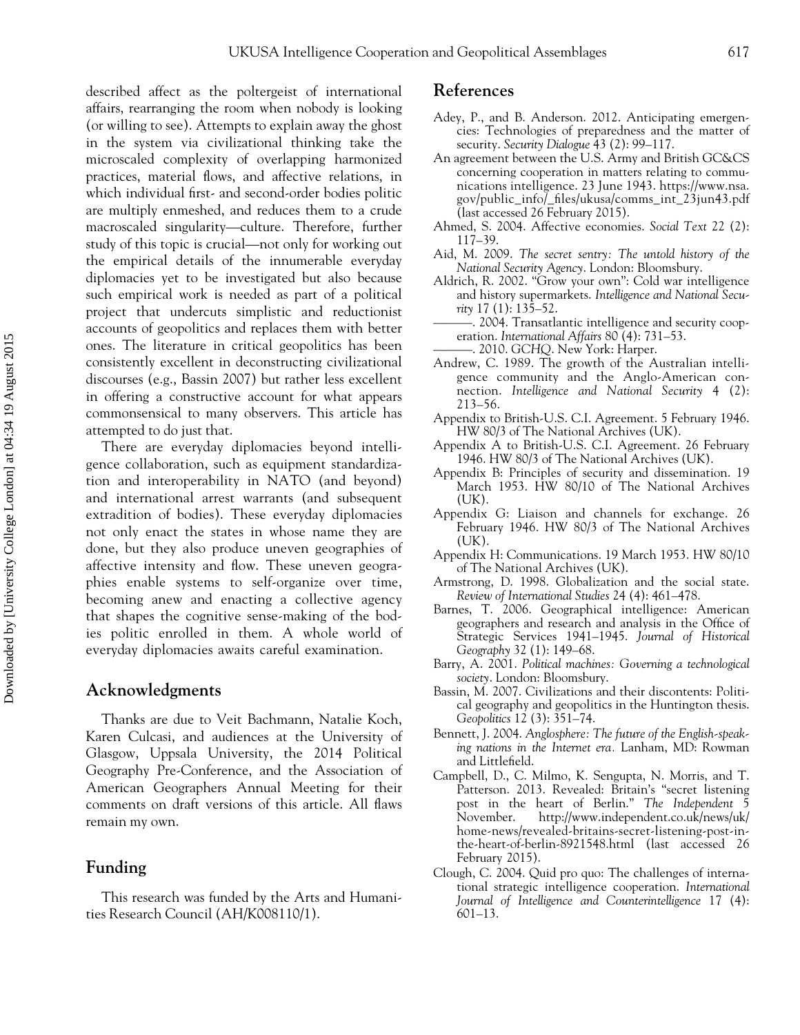described affect as the poltergeist of international affairs, rearranging the room when nobody is looking (or willing to see). Attempts to explain away the ghost in the system via civilizational thinking take the microscaled complexity of overlapping harmonized practices, material flows, and affective relations, in which individual first- and second-order bodies politic are multiply enmeshed, and reduces them to a crude macroscaled singularity—culture. Therefore, further study of this topic is crucial—not only for working out the empirical details of the innumerable everyday diplomacies yet to be investigated but also because such empirical work is needed as part of a political project that undercuts simplistic and reductionist accounts of geopolitics and replaces them with better ones. The literature in critical geopolitics has been consistently excellent in deconstructing civilizational discourses (e.g., Bassin 2007) but rather less excellent in offering a constructive account for what appears commonsensical to many observers. This article has attempted to do just that.

There are everyday diplomacies beyond intelligence collaboration, such as equipment standardization and interoperability in NATO (and beyond) and international arrest warrants (and subsequent extradition of bodies). These everyday diplomacies not only enact the states in whose name they are done, but they also produce uneven geographies of affective intensity and flow. These uneven geographies enable systems to self-organize over time, becoming anew and enacting a collective agency that shapes the cognitive sense-making of the bodies politic enrolled in them. A whole world of everyday diplomacies awaits careful examination.

## Acknowledgments

Thanks are due to Veit Bachmann, Natalie Koch, Karen Culcasi, and audiences at the University of Glasgow, Uppsala University, the 2014 Political Geography Pre-Conference, and the Association of American Geographers Annual Meeting for their comments on draft versions of this article. All flaws remain my own.

## Funding

This research was funded by the Arts and Humanities Research Council (AH/K008110/1).

## References

Adey, P., and B. Anderson. 2012. Anticipating emergencies: Technologies of preparedness and the matter of security. *Security Dialogue* 43 (2): 99–117.

An agreement between the U.S. Army and British GC&CS concerning cooperation in matters relating to communications intelligence. 23 June 1943. https://www.nsa.gov/public_info/_files/ukusa/comms_int_23jun43.pdf (last accessed 26 February 2015).

Ahmed, S. 2004. Affective economies. *Social Text* 22 (2): 117–39.

Aid, M. 2009. *The secret sentry: The untold history of the National Security Agency*. London: Bloomsbury.

Aldrich, R. 2002. "Grow your own": Cold war intelligence and history supermarkets. *Intelligence and National Security* 17 (1): 135–52.

———. 2004. Transatlantic intelligence and security cooperation. *International Affairs* 80 (4): 731–53.

———. 2010. *GCHQ*. New York: Harper.

Andrew, C. 1989. The growth of the Australian intelligence community and the Anglo-American connection. *Intelligence and National Security* 4 (2): 213–56.

Appendix to British-U.S. C.I. Agreement. 5 February 1946. HW 80/3 of The National Archives (UK).

Appendix A to British-U.S. C.I. Agreement. 26 February 1946. HW 80/3 of The National Archives (UK).

Appendix B: Principles of security and dissemination. 19 March 1953. HW 80/10 of The National Archives (UK).

Appendix G: Liaison and channels for exchange. 26 February 1946. HW 80/3 of The National Archives (UK).

Appendix H: Communications. 19 March 1953. HW 80/10 of The National Archives (UK).

Armstrong, D. 1998. Globalization and the social state. *Review of International Studies* 24 (4): 461–478.

Barnes, T. 2006. Geographical intelligence: American geographers and research and analysis in the Office of Strategic Services 1941–1945. *Journal of Historical Geography* 32 (1): 149–68.

Barry, A. 2001. *Political machines: Governing a technological society*. London: Bloomsbury.

Bassin, M. 2007. Civilizations and their discontents: Political geography and geopolitics in the Huntington thesis. *Geopolitics* 12 (3): 351–74.

Bennett, J. 2004. *Anglosphere: The future of the English-speaking nations in the Internet era.* Lanham, MD: Rowman and Littlefield.

Campbell, D., C. Milmo, K. Sengupta, N. Morris, and T. Patterson. 2013. Revealed: Britain's "secret listening post in the heart of Berlin." *The Independent* 5 November. http://www.independent.co.uk/news/uk/home-news/revealed-britains-secret-listening-post-in-the-heart-of-berlin-8921548.html (last accessed 26 February 2015).

Clough, C. 2004. Quid pro quo: The challenges of international strategic intelligence cooperation. *International Journal of Intelligence and Counterintelligence* 17 (4): 601–13.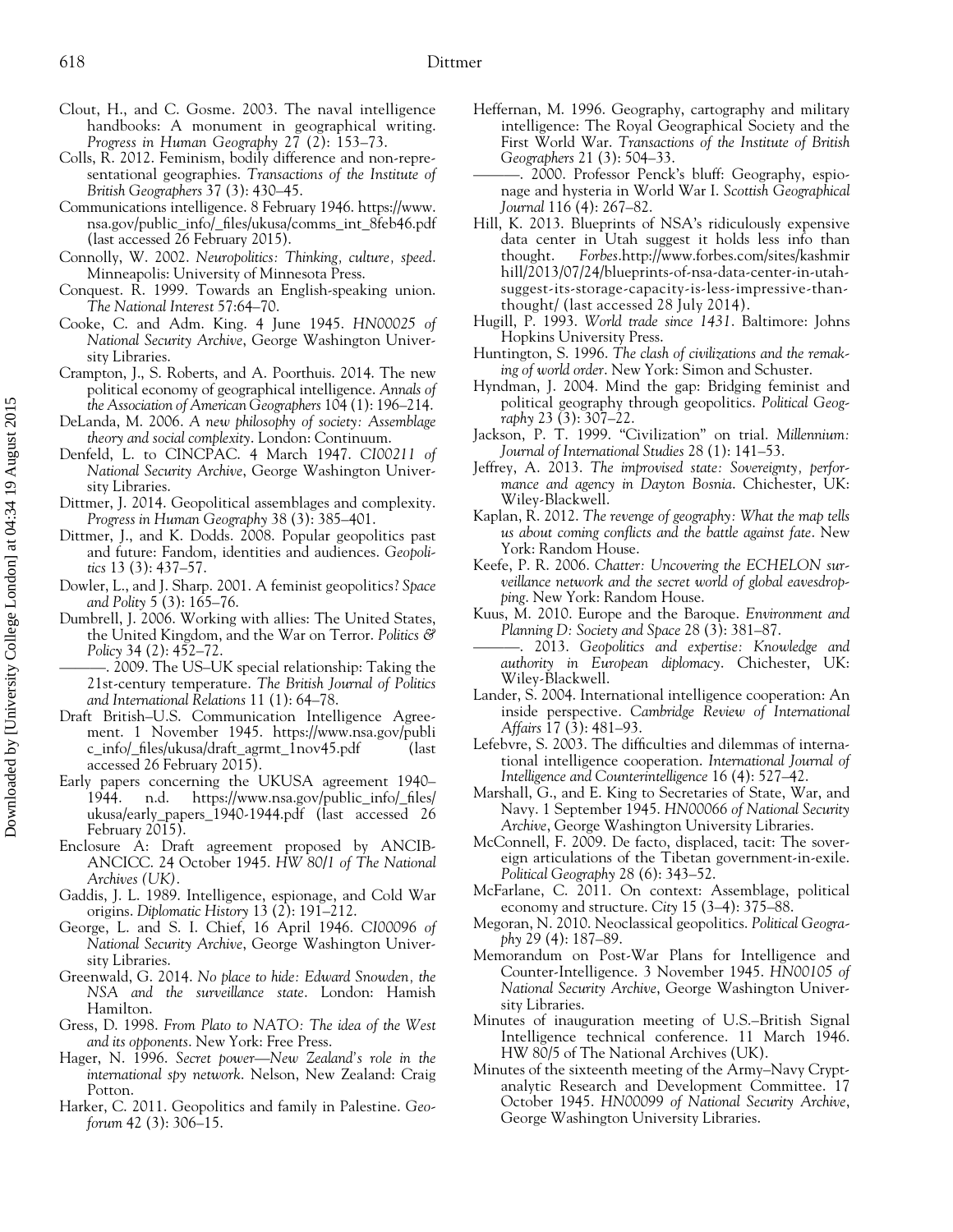Clout, H., and C. Gosme. 2003. The naval intelligence handbooks: A monument in geographical writing. *Progress in Human Geography* 27 (2): 153–73.

Colls, R. 2012. Feminism, bodily difference and non-representational geographies. *Transactions of the Institute of British Geographers* 37 (3): 430–45.

Communications intelligence. 8 February 1946. https://www.nsa.gov/public_info/_files/ukusa/comms_int_8feb46.pdf (last accessed 26 February 2015).

Connolly, W. 2002. *Neuropolitics: Thinking, culture, speed*. Minneapolis: University of Minnesota Press.

Conquest. R. 1999. Towards an English-speaking union. *The National Interest* 57:64–70.

Cooke, C. and Adm. King. 4 June 1945. *HN00025 of National Security Archive*, George Washington University Libraries.

Crampton, J., S. Roberts, and A. Poorthuis. 2014. The new political economy of geographical intelligence. *Annals of the Association of American Geographers* 104 (1): 196–214.

DeLanda, M. 2006. *A new philosophy of society: Assemblage theory and social complexity*. London: Continuum.

Denfeld, L. to CINCPAC. 4 March 1947. *CI00211 of National Security Archive*, George Washington University Libraries.

Dittmer, J. 2014. Geopolitical assemblages and complexity. *Progress in Human Geography* 38 (3): 385–401.

Dittmer, J., and K. Dodds. 2008. Popular geopolitics past and future: Fandom, identities and audiences. *Geopolitics* 13 (3): 437–57.

Dowler, L., and J. Sharp. 2001. A feminist geopolitics? *Space and Polity* 5 (3): 165–76.

Dumbrell, J. 2006. Working with allies: The United States, the United Kingdom, and the War on Terror. *Politics & Policy* 34 (2): 452–72.

———. 2009. The US–UK special relationship: Taking the 21st-century temperature. *The British Journal of Politics and International Relations* 11 (1): 64–78.

Draft British–U.S. Communication Intelligence Agreement. 1 November 1945. https://www.nsa.gov/public_info/_files/ukusa/draft_agrmt_1nov45.pdf (last accessed 26 February 2015).

Early papers concerning the UKUSA agreement 1940–1944. n.d. https://www.nsa.gov/public_info/_files/ukusa/early_papers_1940-1944.pdf (last accessed 26 February 2015).

Enclosure A: Draft agreement proposed by ANCIB-ANCICC. 24 October 1945. *HW 80/1 of The National Archives (UK)*.

Gaddis, J. L. 1989. Intelligence, espionage, and Cold War origins. *Diplomatic History* 13 (2): 191–212.

George, L. and S. I. Chief, 16 April 1946. *CI00096 of National Security Archive*, George Washington University Libraries.

Greenwald, G. 2014. *No place to hide: Edward Snowden, the NSA and the surveillance state*. London: Hamish Hamilton.

Gress, D. 1998. *From Plato to NATO: The idea of the West and its opponents*. New York: Free Press.

Hager, N. 1996. *Secret power—New Zealand's role in the international spy network*. Nelson, New Zealand: Craig Potton.

Harker, C. 2011. Geopolitics and family in Palestine. *Geoforum* 42 (3): 306–15.

Heffernan, M. 1996. Geography, cartography and military intelligence: The Royal Geographical Society and the First World War. *Transactions of the Institute of British Geographers* 21 (3): 504–33.

———. 2000. Professor Penck's bluff: Geography, espionage and hysteria in World War I. *Scottish Geographical Journal* 116 (4): 267–82.

Hill, K. 2013. Blueprints of NSA's ridiculously expensive data center in Utah suggest it holds less info than thought. *Forbes*.http://www.forbes.com/sites/kashmirhill/2013/07/24/blueprints-of-nsa-data-center-in-utah-suggest-its-storage-capacity-is-less-impressive-than-thought/ (last accessed 28 July 2014).

Hugill, P. 1993. *World trade since 1431*. Baltimore: Johns Hopkins University Press.

Huntington, S. 1996. *The clash of civilizations and the remaking of world order*. New York: Simon and Schuster.

Hyndman, J. 2004. Mind the gap: Bridging feminist and political geography through geopolitics. *Political Geography* 23 (3): 307–22.

Jackson, P. T. 1999. "Civilization" on trial. *Millennium: Journal of International Studies* 28 (1): 141–53.

Jeffrey, A. 2013. *The improvised state: Sovereignty, performance and agency in Dayton Bosnia*. Chichester, UK: Wiley-Blackwell.

Kaplan, R. 2012. *The revenge of geography: What the map tells us about coming conflicts and the battle against fate*. New York: Random House.

Keefe, P. R. 2006. *Chatter: Uncovering the ECHELON surveillance network and the secret world of global eavesdropping*. New York: Random House.

Kuus, M. 2010. Europe and the Baroque. *Environment and Planning D: Society and Space* 28 (3): 381–87.

———. 2013. *Geopolitics and expertise: Knowledge and authority in European diplomacy*. Chichester, UK: Wiley-Blackwell.

Lander, S. 2004. International intelligence cooperation: An inside perspective. *Cambridge Review of International Affairs* 17 (3): 481–93.

Lefebvre, S. 2003. The difficulties and dilemmas of international intelligence cooperation. *International Journal of Intelligence and Counterintelligence* 16 (4): 527–42.

Marshall, G., and E. King to Secretaries of State, War, and Navy. 1 September 1945. *HN00066 of National Security Archive*, George Washington University Libraries.

McConnell, F. 2009. De facto, displaced, tacit: The sovereign articulations of the Tibetan government-in-exile. *Political Geography* 28 (6): 343–52.

McFarlane, C. 2011. On context: Assemblage, political economy and structure. *City* 15 (3–4): 375–88.

Megoran, N. 2010. Neoclassical geopolitics. *Political Geography* 29 (4): 187–89.

Memorandum on Post-War Plans for Intelligence and Counter-Intelligence. 3 November 1945. *HN00105 of National Security Archive*, George Washington University Libraries.

Minutes of inauguration meeting of U.S.–British Signal Intelligence technical conference. 11 March 1946. HW 80/5 of The National Archives (UK).

Minutes of the sixteenth meeting of the Army–Navy Cryptanalytic Research and Development Committee. 17 October 1945. *HN00099 of National Security Archive*, George Washington University Libraries.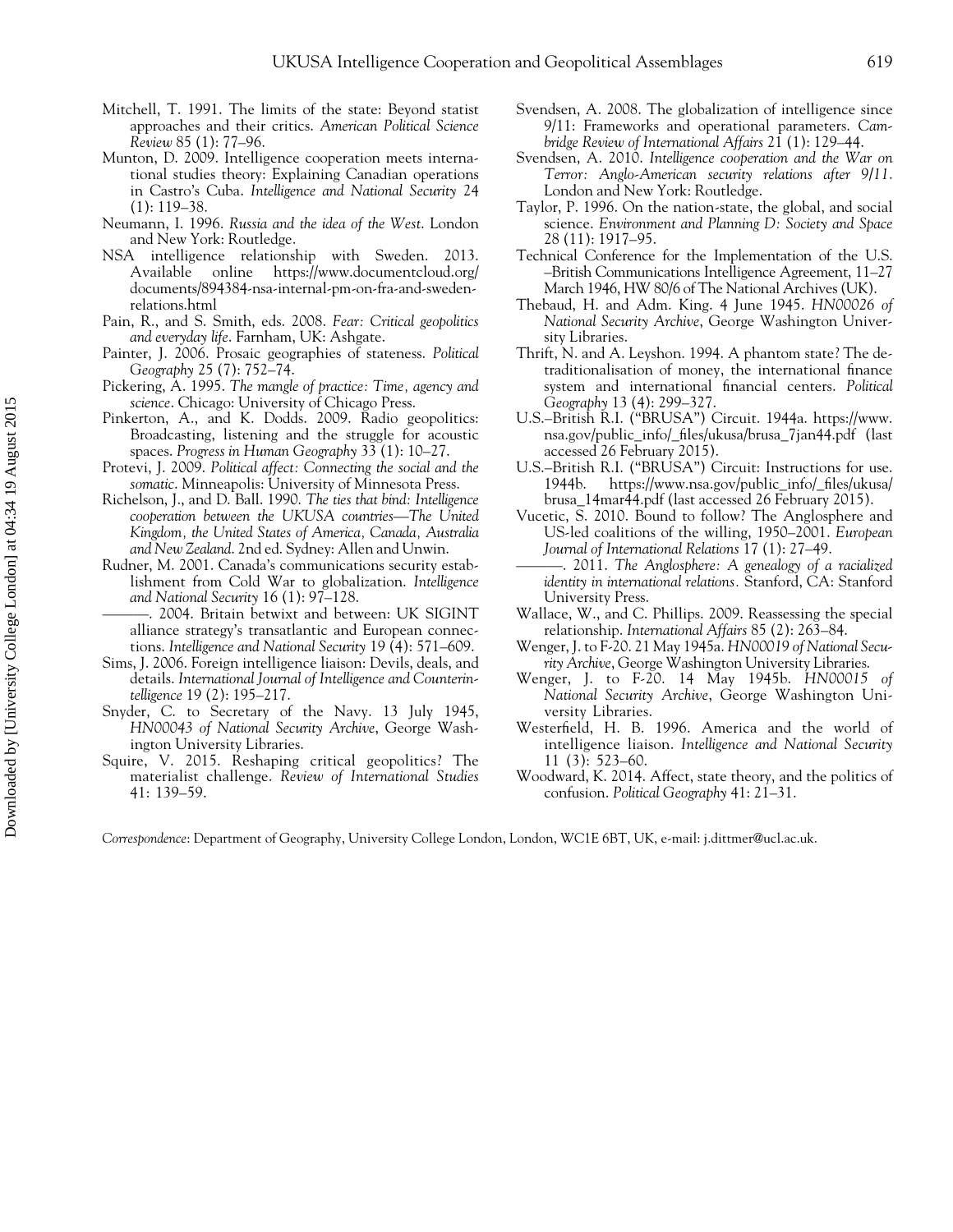Mitchell, T. 1991. The limits of the state: Beyond statist approaches and their critics. *American Political Science Review* 85 (1): 77–96.

Munton, D. 2009. Intelligence cooperation meets international studies theory: Explaining Canadian operations in Castro's Cuba. *Intelligence and National Security* 24 (1): 119–38.

Neumann, I. 1996. *Russia and the idea of the West*. London and New York: Routledge.

NSA intelligence relationship with Sweden. 2013. Available online https://www.documentcloud.org/documents/894384-nsa-internal-pm-on-fra-and-sweden-relations.html

Pain, R., and S. Smith, eds. 2008. *Fear: Critical geopolitics and everyday life*. Farnham, UK: Ashgate.

Painter, J. 2006. Prosaic geographies of stateness. *Political Geography* 25 (7): 752–74.

Pickering, A. 1995. *The mangle of practice: Time, agency and science*. Chicago: University of Chicago Press.

Pinkerton, A., and K. Dodds. 2009. Radio geopolitics: Broadcasting, listening and the struggle for acoustic spaces. *Progress in Human Geography* 33 (1): 10–27.

Protevi, J. 2009. *Political affect: Connecting the social and the somatic*. Minneapolis: University of Minnesota Press.

Richelson, J., and D. Ball. 1990. *The ties that bind: Intelligence cooperation between the UKUSA countries—The United Kingdom, the United States of America, Canada, Australia and New Zealand*. 2nd ed. Sydney: Allen and Unwin.

Rudner, M. 2001. Canada's communications security establishment from Cold War to globalization. *Intelligence and National Security* 16 (1): 97–128.

———. 2004. Britain betwixt and between: UK SIGINT alliance strategy's transatlantic and European connections. *Intelligence and National Security* 19 (4): 571–609.

Sims, J. 2006. Foreign intelligence liaison: Devils, deals, and details. *International Journal of Intelligence and Counterintelligence* 19 (2): 195–217.

Snyder, C. to Secretary of the Navy. 13 July 1945, *HN00043 of National Security Archive*, George Washington University Libraries.

Squire, V. 2015. Reshaping critical geopolitics? The materialist challenge. *Review of International Studies* 41: 139–59.

Svendsen, A. 2008. The globalization of intelligence since 9/11: Frameworks and operational parameters. *Cambridge Review of International Affairs* 21 (1): 129–44.

Svendsen, A. 2010. *Intelligence cooperation and the War on Terror: Anglo-American security relations after 9/11*. London and New York: Routledge.

Taylor, P. 1996. On the nation-state, the global, and social science. *Environment and Planning D: Society and Space* 28 (11): 1917–95.

Technical Conference for the Implementation of the U.S.–British Communications Intelligence Agreement, 11–27 March 1946, HW 80/6 of The National Archives (UK).

Thebaud, H. and Adm. King. 4 June 1945. *HN00026 of National Security Archive*, George Washington University Libraries.

Thrift, N. and A. Leyshon. 1994. A phantom state? The de-traditionalisation of money, the international finance system and international financial centers. *Political Geography* 13 (4): 299–327.

U.S.–British R.I. ("BRUSA") Circuit. 1944a. https://www.nsa.gov/public_info/_files/ukusa/brusa_7jan44.pdf (last accessed 26 February 2015).

U.S.–British R.I. ("BRUSA") Circuit: Instructions for use. 1944b. https://www.nsa.gov/public_info/_files/ukusa/brusa_14mar44.pdf (last accessed 26 February 2015).

Vucetic, S. 2010. Bound to follow? The Anglosphere and US-led coalitions of the willing, 1950–2001. *European Journal of International Relations* 17 (1): 27–49.

———. 2011. *The Anglosphere: A genealogy of a racialized identity in international relations*. Stanford, CA: Stanford University Press.

Wallace, W., and C. Phillips. 2009. Reassessing the special relationship. *International Affairs* 85 (2): 263–84.

Wenger, J. to F-20. 21 May 1945a. *HN00019 of National Security Archive*, George Washington University Libraries.

Wenger, J. to F-20. 14 May 1945b. *HN00015 of National Security Archive*, George Washington University Libraries.

Westerfield, H. B. 1996. America and the world of intelligence liaison. *Intelligence and National Security* 11 (3): 523–60.

Woodward, K. 2014. Affect, state theory, and the politics of confusion. *Political Geography* 41: 21–31.

*Correspondence*: Department of Geography, University College London, London, WC1E 6BT, UK, e-mail: j.dittmer@ucl.ac.uk.